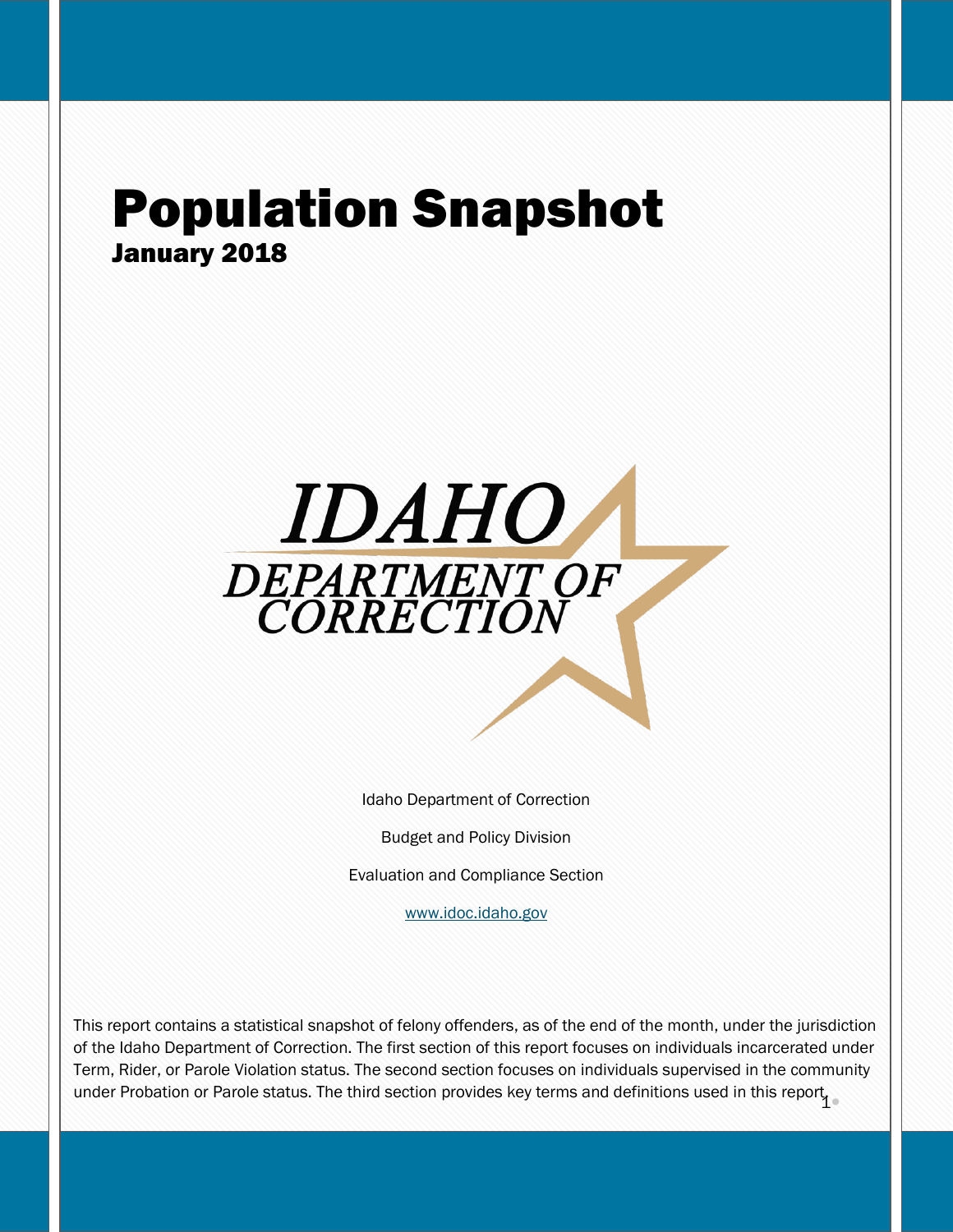# Population Snapshot

## January 2018

IDAHO DEPARTMENT OF CORRECTION

Idaho Department of Correction

Budget and Policy Division

Evaluation and Compliance Section

www.idoc.idaho.gov

This report contains a statistical snapshot of felony offenders, as of the end of the month, under the jurisdiction of the Idaho Department of Correction. The first section of this report focuses on individuals incarcerated under Term, Rider, or Parole Violation status. The second section focuses on individuals supervised in the community under Probation or Parole status. The third section provides key terms and definitions used in this report.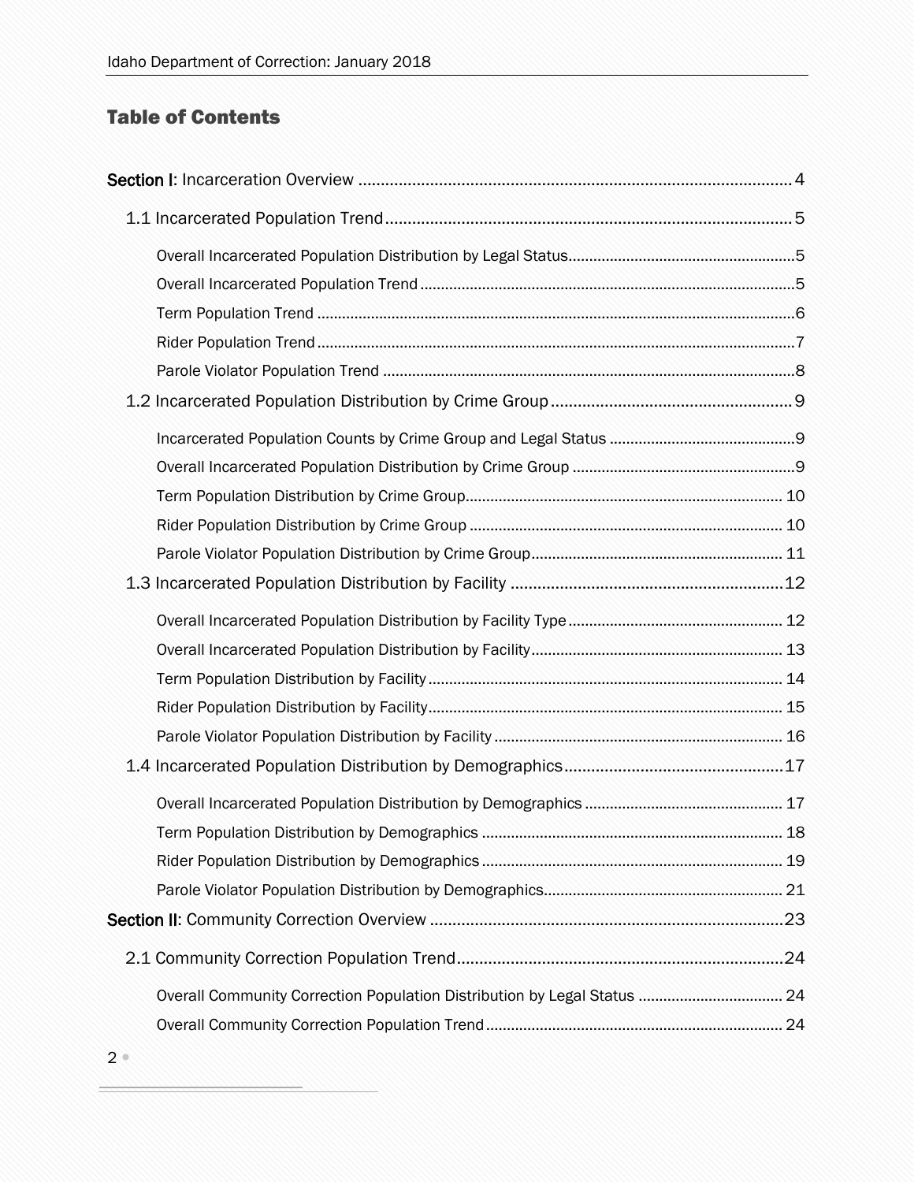## Table of Contents

**Section I**: Incarceration Overview ..... 4

- 1.1 Incarcerated Population Trend ..... 5
  - Overall Incarcerated Population Distribution by Legal Status ..... 5
  - Overall Incarcerated Population Trend ..... 5
  - Term Population Trend ..... 6
  - Rider Population Trend ..... 7
  - Parole Violator Population Trend ..... 8
- 1.2 Incarcerated Population Distribution by Crime Group ..... 9
  - Incarcerated Population Counts by Crime Group and Legal Status ..... 9
  - Overall Incarcerated Population Distribution by Crime Group ..... 9
  - Term Population Distribution by Crime Group ..... 10
  - Rider Population Distribution by Crime Group ..... 10
  - Parole Violator Population Distribution by Crime Group ..... 11
- 1.3 Incarcerated Population Distribution by Facility ..... 12
  - Overall Incarcerated Population Distribution by Facility Type ..... 12
  - Overall Incarcerated Population Distribution by Facility ..... 13
  - Term Population Distribution by Facility ..... 14
  - Rider Population Distribution by Facility ..... 15
  - Parole Violator Population Distribution by Facility ..... 16
- 1.4 Incarcerated Population Distribution by Demographics ..... 17
  - Overall Incarcerated Population Distribution by Demographics ..... 17
  - Term Population Distribution by Demographics ..... 18
  - Rider Population Distribution by Demographics ..... 19
  - Parole Violator Population Distribution by Demographics ..... 21

**Section II**: Community Correction Overview ..... 23

- 2.1 Community Correction Population Trend ..... 24
  - Overall Community Correction Population Distribution by Legal Status ..... 24
  - Overall Community Correction Population Trend ..... 24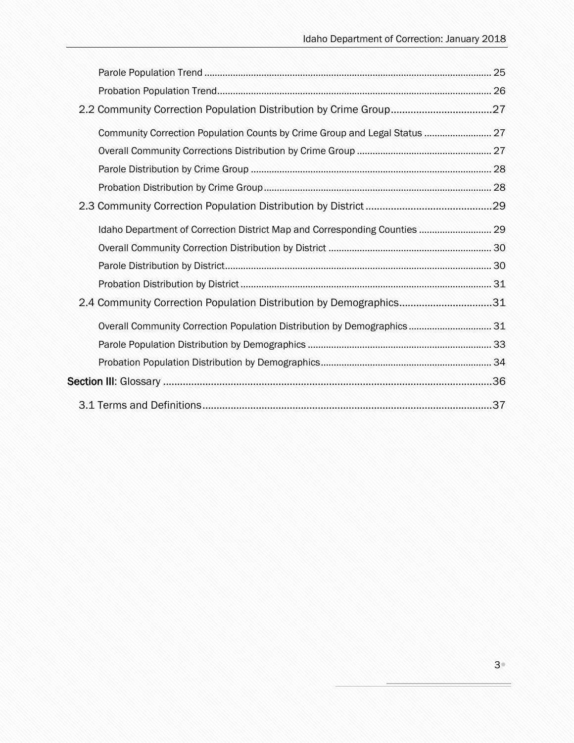Parole Population Trend ........ 25

Probation Population Trend ........ 26

2.2 Community Correction Population Distribution by Crime Group ........ 27

Community Correction Population Counts by Crime Group and Legal Status ........ 27

Overall Community Corrections Distribution by Crime Group ........ 27

Parole Distribution by Crime Group ........ 28

Probation Distribution by Crime Group ........ 28

2.3 Community Correction Population Distribution by District ........ 29

Idaho Department of Correction District Map and Corresponding Counties ........ 29

Overall Community Correction Distribution by District ........ 30

Parole Distribution by District ........ 30

Probation Distribution by District ........ 31

2.4 Community Correction Population Distribution by Demographics ........ 31

Overall Community Correction Population Distribution by Demographics ........ 31

Parole Population Distribution by Demographics ........ 33

Probation Population Distribution by Demographics ........ 34

**Section III**: Glossary ........ 36

3.1 Terms and Definitions ........ 37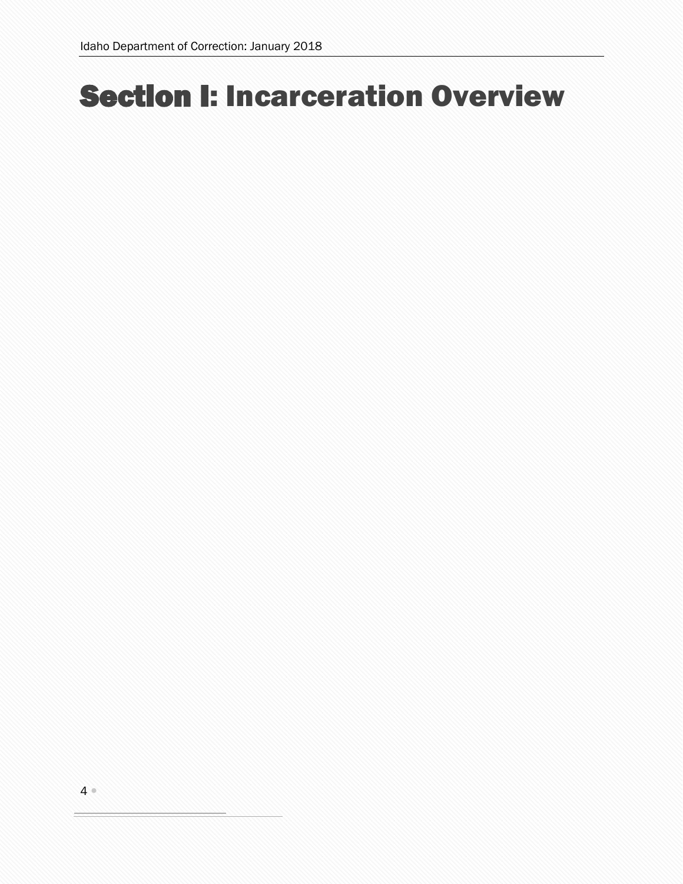# Section I: Incarceration Overview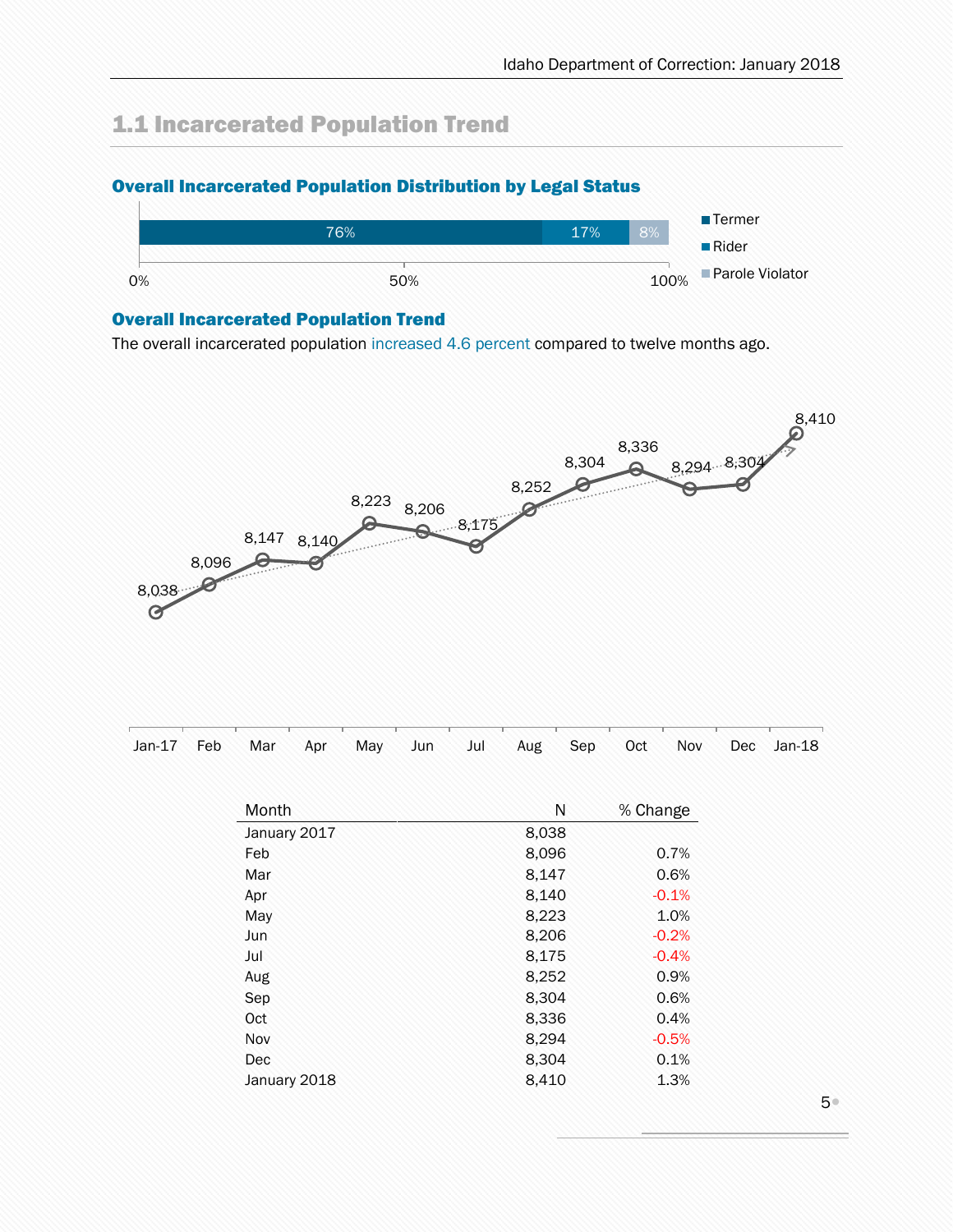## 1.1 Incarcerated Population Trend

### Overall Incarcerated Population Distribution by Legal Status

| Legal Status | Percent |
|---|---|
| Termer | 76% |
| Rider | 17% |
| Parole Violator | 8% |

### Overall Incarcerated Population Trend

The overall incarcerated population increased 4.6 percent compared to twelve months ago.

| Month | N | % Change |
|---|---:|---:|
| January 2017 | 8,038 | |
| Feb | 8,096 | 0.7% |
| Mar | 8,147 | 0.6% |
| Apr | 8,140 | -0.1% |
| May | 8,223 | 1.0% |
| Jun | 8,206 | -0.2% |
| Jul | 8,175 | -0.4% |
| Aug | 8,252 | 0.9% |
| Sep | 8,304 | 0.6% |
| Oct | 8,336 | 0.4% |
| Nov | 8,294 | -0.5% |
| Dec | 8,304 | 0.1% |
| January 2018 | 8,410 | 1.3% |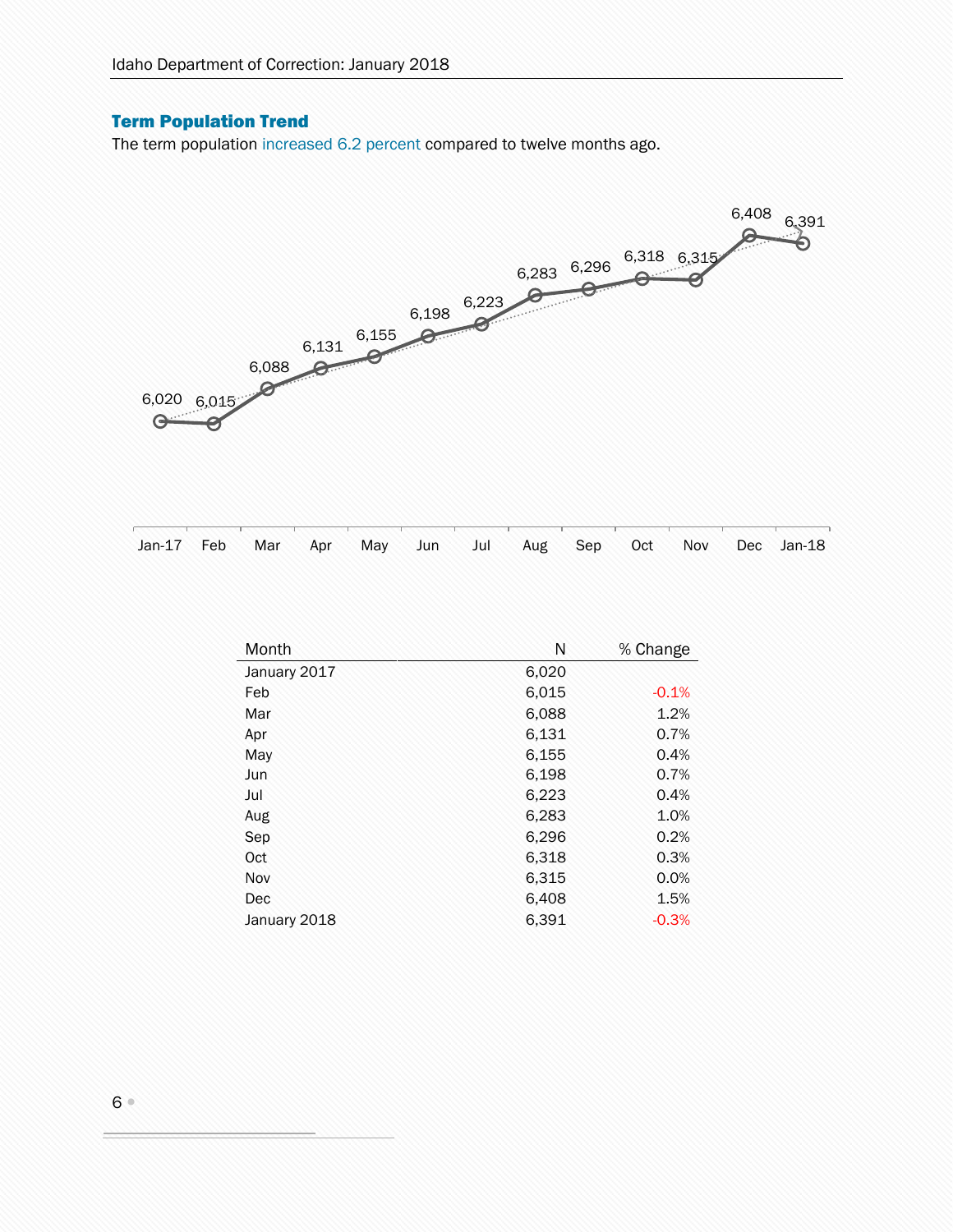## Term Population Trend

The term population increased 6.2 percent compared to twelve months ago.

| Month | N | % Change |
|---|---|---|
| January 2017 | 6,020 | |
| Feb | 6,015 | -0.1% |
| Mar | 6,088 | 1.2% |
| Apr | 6,131 | 0.7% |
| May | 6,155 | 0.4% |
| Jun | 6,198 | 0.7% |
| Jul | 6,223 | 0.4% |
| Aug | 6,283 | 1.0% |
| Sep | 6,296 | 0.2% |
| Oct | 6,318 | 0.3% |
| Nov | 6,315 | 0.0% |
| Dec | 6,408 | 1.5% |
| January 2018 | 6,391 | -0.3% |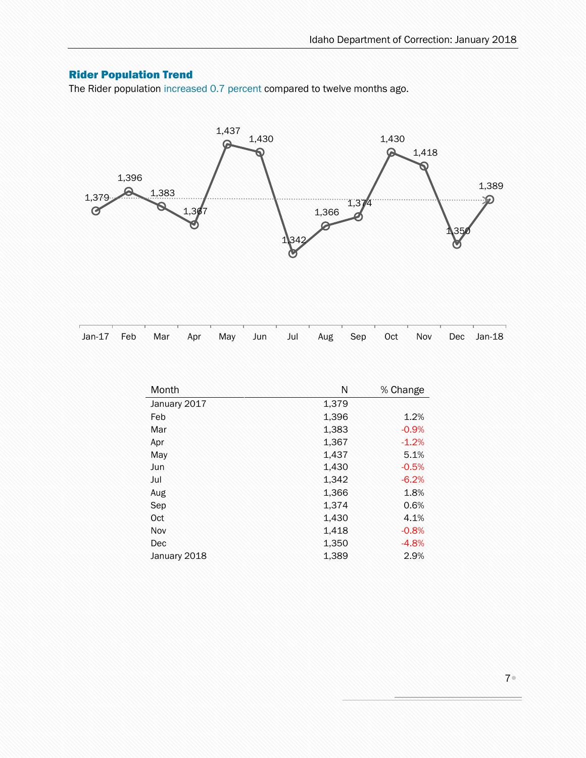## Rider Population Trend

The Rider population increased 0.7 percent compared to twelve months ago.

| Month | N | % Change |
|---|---|---|
| January 2017 | 1,379 | |
| Feb | 1,396 | 1.2% |
| Mar | 1,383 | -0.9% |
| Apr | 1,367 | -1.2% |
| May | 1,437 | 5.1% |
| Jun | 1,430 | -0.5% |
| Jul | 1,342 | -6.2% |
| Aug | 1,366 | 1.8% |
| Sep | 1,374 | 0.6% |
| Oct | 1,430 | 4.1% |
| Nov | 1,418 | -0.8% |
| Dec | 1,350 | -4.8% |
| January 2018 | 1,389 | 2.9% |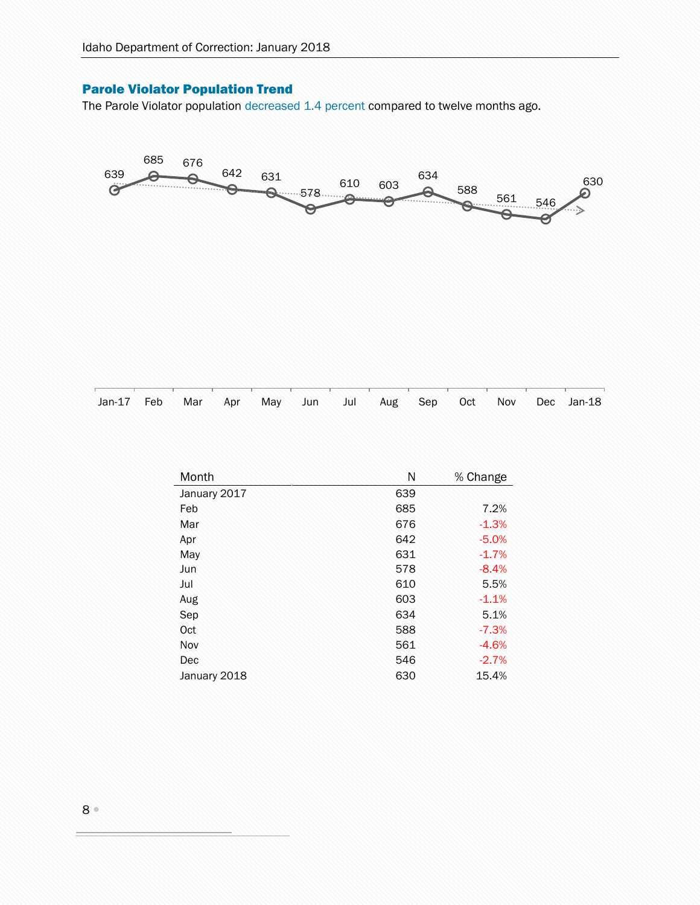## Parole Violator Population Trend

The Parole Violator population decreased 1.4 percent compared to twelve months ago.

| Month | N | % Change |
|---|---|---|
| January 2017 | 639 | |
| Feb | 685 | 7.2% |
| Mar | 676 | -1.3% |
| Apr | 642 | -5.0% |
| May | 631 | -1.7% |
| Jun | 578 | -8.4% |
| Jul | 610 | 5.5% |
| Aug | 603 | -1.1% |
| Sep | 634 | 5.1% |
| Oct | 588 | -7.3% |
| Nov | 561 | -4.6% |
| Dec | 546 | -2.7% |
| January 2018 | 630 | 15.4% |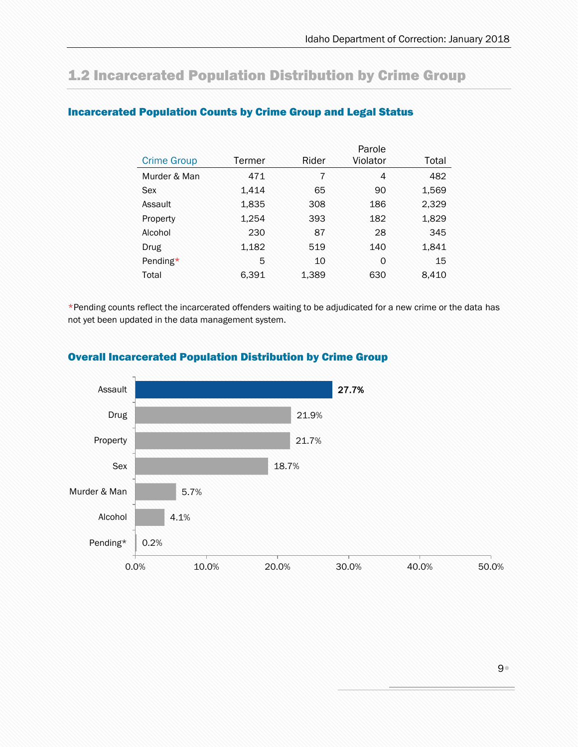## 1.2 Incarcerated Population Distribution by Crime Group

### Incarcerated Population Counts by Crime Group and Legal Status

| Crime Group | Termer | Rider | Parole Violator | Total |
|---|---|---|---|---|
| Murder & Man | 471 | 7 | 4 | 482 |
| Sex | 1,414 | 65 | 90 | 1,569 |
| Assault | 1,835 | 308 | 186 | 2,329 |
| Property | 1,254 | 393 | 182 | 1,829 |
| Alcohol | 230 | 87 | 28 | 345 |
| Drug | 1,182 | 519 | 140 | 1,841 |
| Pending* | 5 | 10 | 0 | 15 |
| Total | 6,391 | 1,389 | 630 | 8,410 |

*Pending counts reflect the incarcerated offenders waiting to be adjudicated for a new crime or the data has not yet been updated in the data management system.

### Overall Incarcerated Population Distribution by Crime Group

| Crime Group | Percent |
|---|---|
| Assault | 27.7% |
| Drug | 21.9% |
| Property | 21.7% |
| Sex | 18.7% |
| Murder & Man | 5.7% |
| Alcohol | 4.1% |
| Pending* | 0.2% |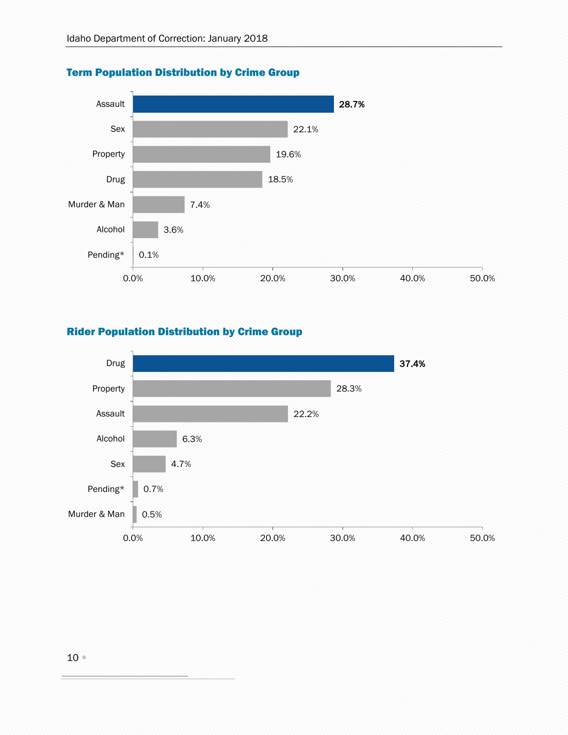## Term Population Distribution by Crime Group

| Crime Group | Percent |
|---|---|
| Assault | 28.7% |
| Sex | 22.1% |
| Property | 19.6% |
| Drug | 18.5% |
| Murder & Man | 7.4% |
| Alcohol | 3.6% |
| Pending* | 0.1% |

## Rider Population Distribution by Crime Group

| Crime Group | Percent |
|---|---|
| Drug | 37.4% |
| Property | 28.3% |
| Assault | 22.2% |
| Alcohol | 6.3% |
| Sex | 4.7% |
| Pending* | 0.7% |
| Murder & Man | 0.5% |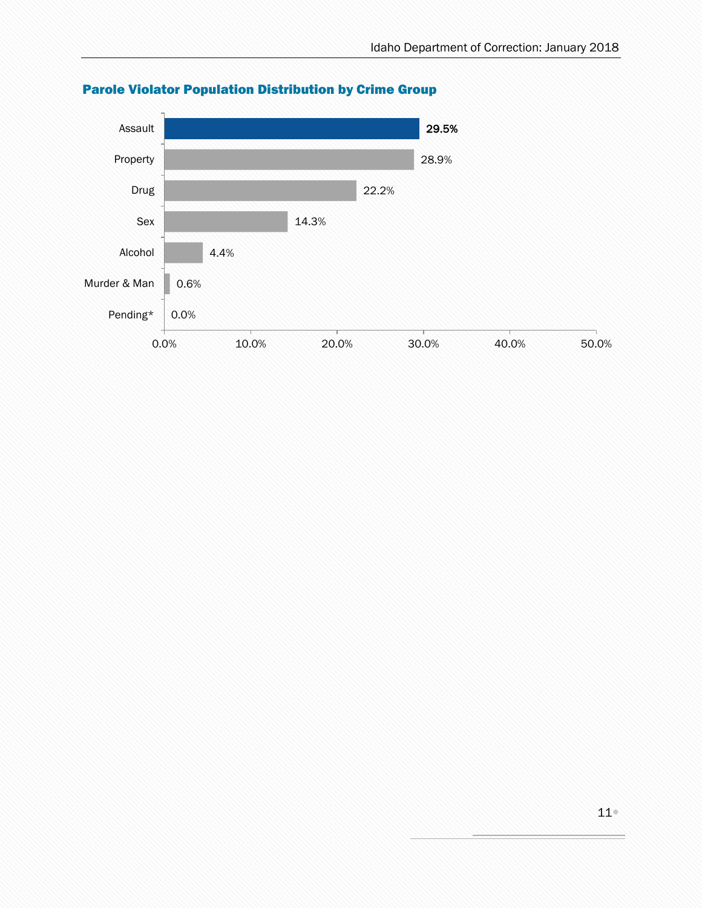## Parole Violator Population Distribution by Crime Group

| Crime Group | Percent |
|---|---|
| Assault | 29.5% |
| Property | 28.9% |
| Drug | 22.2% |
| Sex | 14.3% |
| Alcohol | 4.4% |
| Murder & Man | 0.6% |
| Pending* | 0.0% |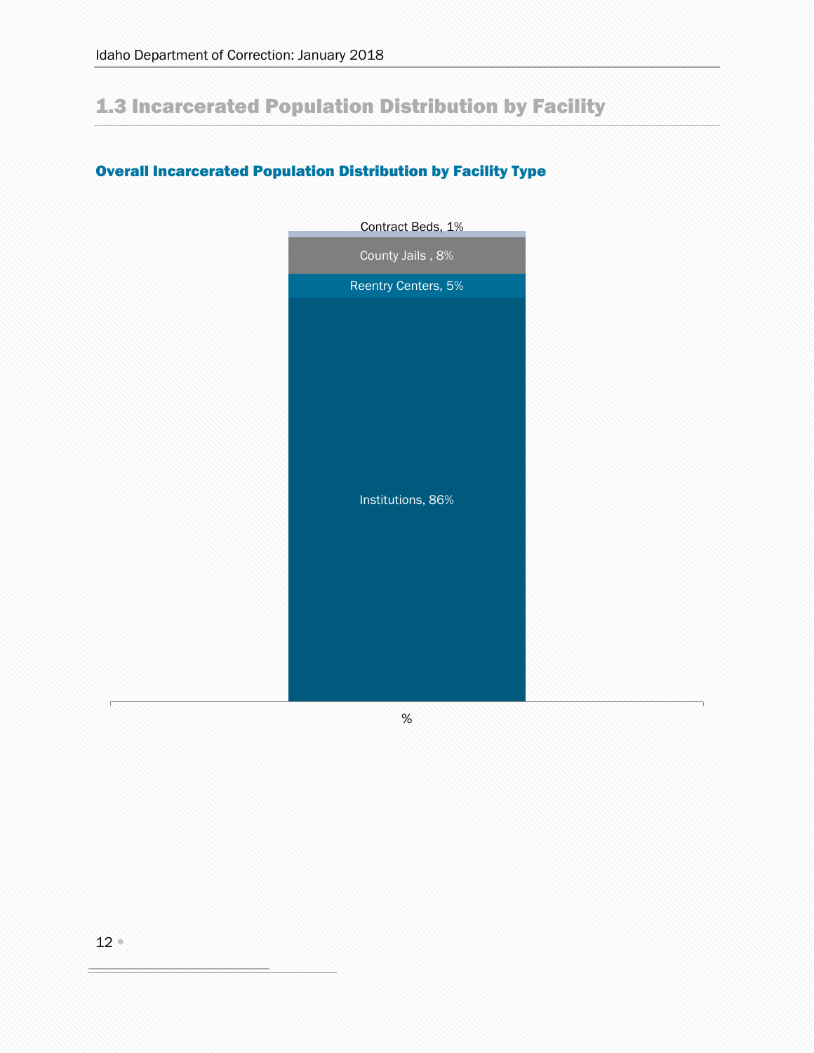## 1.3 Incarcerated Population Distribution by Facility

### Overall Incarcerated Population Distribution by Facility Type

Contract Beds, 1%

County Jails , 8%

Reentry Centers, 5%

Institutions, 86%

%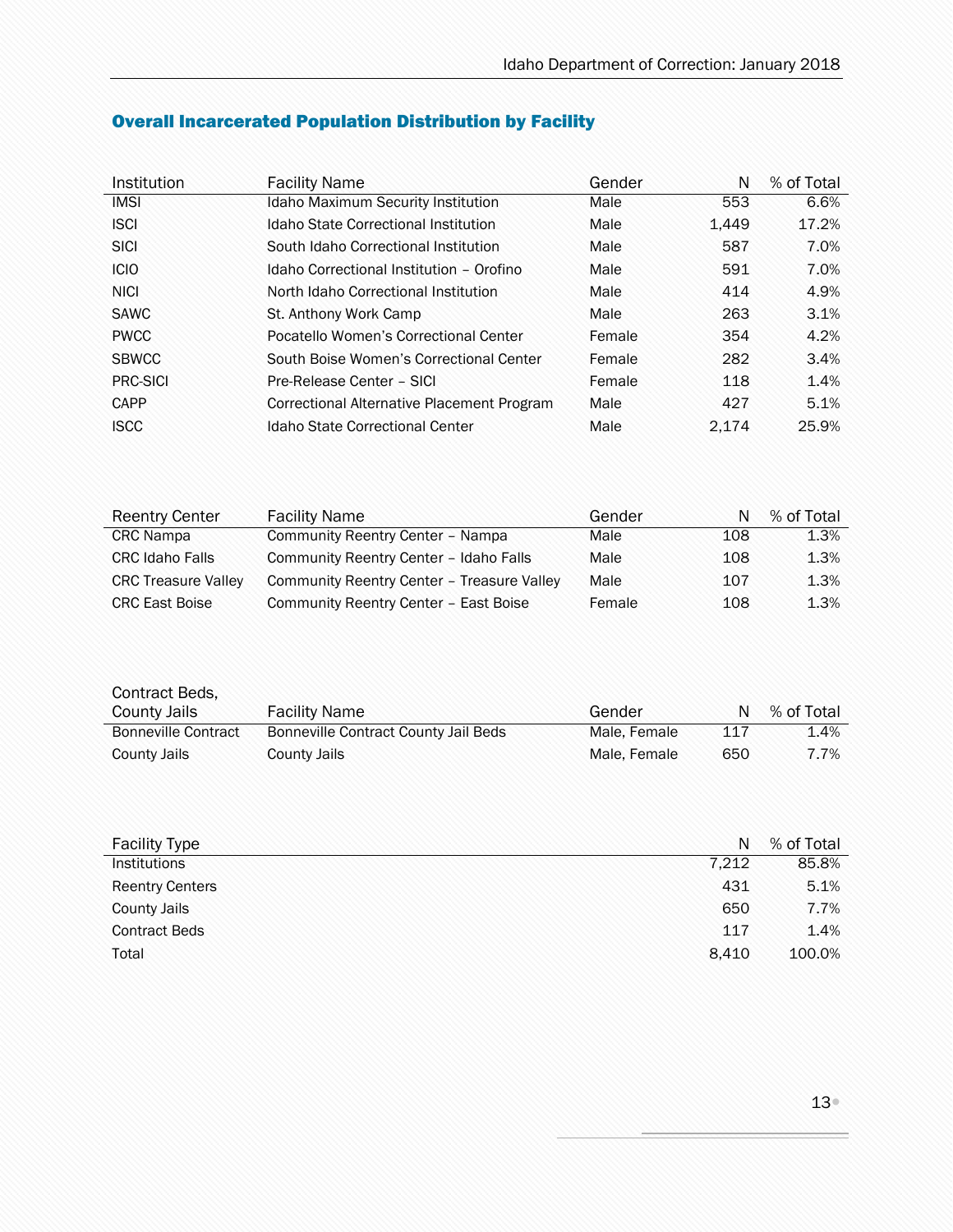## Overall Incarcerated Population Distribution by Facility

| Institution | Facility Name | Gender | N | % of Total |
|---|---|---|---|---|
| IMSI | Idaho Maximum Security Institution | Male | 553 | 6.6% |
| ISCI | Idaho State Correctional Institution | Male | 1,449 | 17.2% |
| SICI | South Idaho Correctional Institution | Male | 587 | 7.0% |
| ICIO | Idaho Correctional Institution – Orofino | Male | 591 | 7.0% |
| NICI | North Idaho Correctional Institution | Male | 414 | 4.9% |
| SAWC | St. Anthony Work Camp | Male | 263 | 3.1% |
| PWCC | Pocatello Women's Correctional Center | Female | 354 | 4.2% |
| SBWCC | South Boise Women's Correctional Center | Female | 282 | 3.4% |
| PRC-SICI | Pre-Release Center – SICI | Female | 118 | 1.4% |
| CAPP | Correctional Alternative Placement Program | Male | 427 | 5.1% |
| ISCC | Idaho State Correctional Center | Male | 2,174 | 25.9% |

| Reentry Center | Facility Name | Gender | N | % of Total |
|---|---|---|---|---|
| CRC Nampa | Community Reentry Center – Nampa | Male | 108 | 1.3% |
| CRC Idaho Falls | Community Reentry Center – Idaho Falls | Male | 108 | 1.3% |
| CRC Treasure Valley | Community Reentry Center – Treasure Valley | Male | 107 | 1.3% |
| CRC East Boise | Community Reentry Center – East Boise | Female | 108 | 1.3% |

| Contract Beds, County Jails | Facility Name | Gender | N | % of Total |
|---|---|---|---|---|
| Bonneville Contract | Bonneville Contract County Jail Beds | Male, Female | 117 | 1.4% |
| County Jails | County Jails | Male, Female | 650 | 7.7% |

| Facility Type | N | % of Total |
|---|---|---|
| Institutions | 7,212 | 85.8% |
| Reentry Centers | 431 | 5.1% |
| County Jails | 650 | 7.7% |
| Contract Beds | 117 | 1.4% |
| Total | 8,410 | 100.0% |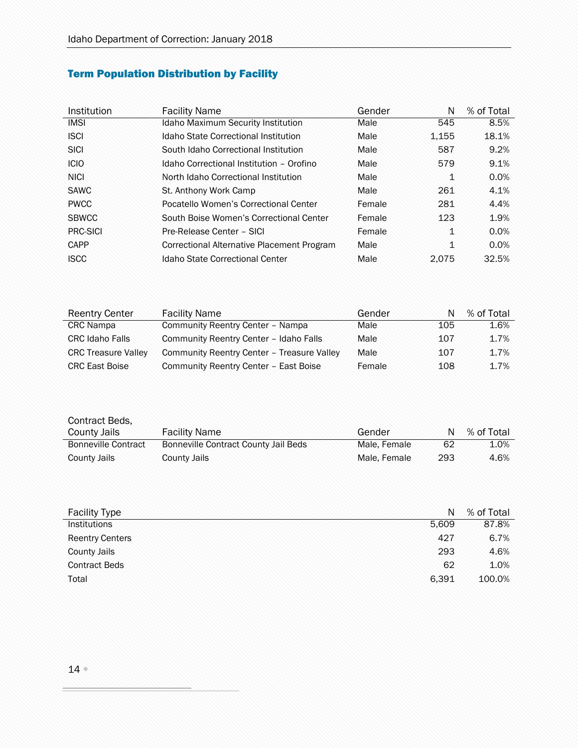## Term Population Distribution by Facility

| Institution | Facility Name | Gender | N | % of Total |
|---|---|---|---|---|
| IMSI | Idaho Maximum Security Institution | Male | 545 | 8.5% |
| ISCI | Idaho State Correctional Institution | Male | 1,155 | 18.1% |
| SICI | South Idaho Correctional Institution | Male | 587 | 9.2% |
| ICIO | Idaho Correctional Institution – Orofino | Male | 579 | 9.1% |
| NICI | North Idaho Correctional Institution | Male | 1 | 0.0% |
| SAWC | St. Anthony Work Camp | Male | 261 | 4.1% |
| PWCC | Pocatello Women's Correctional Center | Female | 281 | 4.4% |
| SBWCC | South Boise Women's Correctional Center | Female | 123 | 1.9% |
| PRC-SICI | Pre-Release Center – SICI | Female | 1 | 0.0% |
| CAPP | Correctional Alternative Placement Program | Male | 1 | 0.0% |
| ISCC | Idaho State Correctional Center | Male | 2,075 | 32.5% |

| Reentry Center | Facility Name | Gender | N | % of Total |
|---|---|---|---|---|
| CRC Nampa | Community Reentry Center – Nampa | Male | 105 | 1.6% |
| CRC Idaho Falls | Community Reentry Center – Idaho Falls | Male | 107 | 1.7% |
| CRC Treasure Valley | Community Reentry Center – Treasure Valley | Male | 107 | 1.7% |
| CRC East Boise | Community Reentry Center – East Boise | Female | 108 | 1.7% |

| Contract Beds, County Jails | Facility Name | Gender | N | % of Total |
|---|---|---|---|---|
| Bonneville Contract | Bonneville Contract County Jail Beds | Male, Female | 62 | 1.0% |
| County Jails | County Jails | Male, Female | 293 | 4.6% |

| Facility Type | N | % of Total |
|---|---|---|
| Institutions | 5,609 | 87.8% |
| Reentry Centers | 427 | 6.7% |
| County Jails | 293 | 4.6% |
| Contract Beds | 62 | 1.0% |
| Total | 6,391 | 100.0% |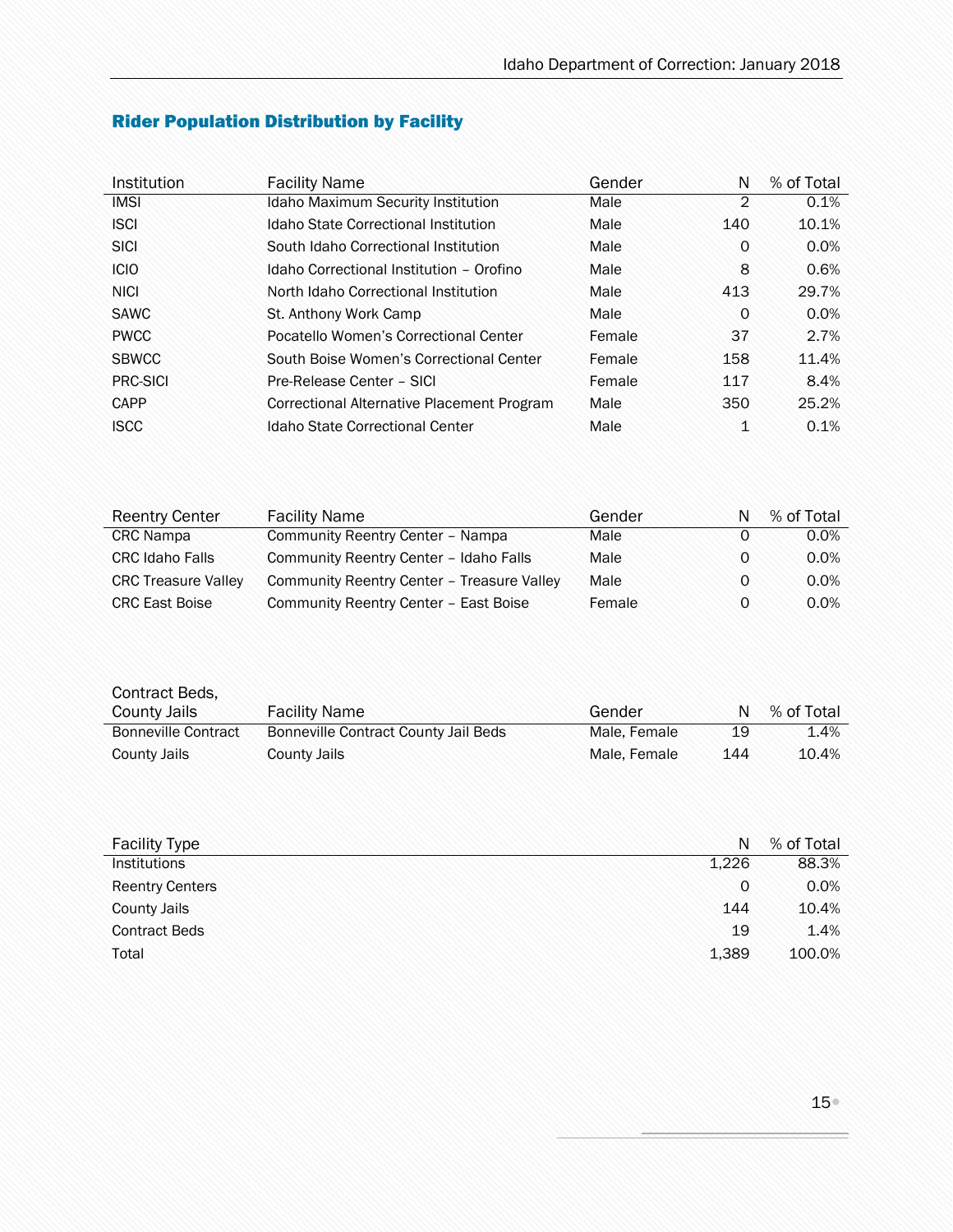## Rider Population Distribution by Facility

| Institution | Facility Name | Gender | N | % of Total |
|---|---|---|---|---|
| IMSI | Idaho Maximum Security Institution | Male | 2 | 0.1% |
| ISCI | Idaho State Correctional Institution | Male | 140 | 10.1% |
| SICI | South Idaho Correctional Institution | Male | 0 | 0.0% |
| ICIO | Idaho Correctional Institution – Orofino | Male | 8 | 0.6% |
| NICI | North Idaho Correctional Institution | Male | 413 | 29.7% |
| SAWC | St. Anthony Work Camp | Male | 0 | 0.0% |
| PWCC | Pocatello Women's Correctional Center | Female | 37 | 2.7% |
| SBWCC | South Boise Women's Correctional Center | Female | 158 | 11.4% |
| PRC-SICI | Pre-Release Center – SICI | Female | 117 | 8.4% |
| CAPP | Correctional Alternative Placement Program | Male | 350 | 25.2% |
| ISCC | Idaho State Correctional Center | Male | 1 | 0.1% |

| Reentry Center | Facility Name | Gender | N | % of Total |
|---|---|---|---|---|
| CRC Nampa | Community Reentry Center – Nampa | Male | 0 | 0.0% |
| CRC Idaho Falls | Community Reentry Center – Idaho Falls | Male | 0 | 0.0% |
| CRC Treasure Valley | Community Reentry Center – Treasure Valley | Male | 0 | 0.0% |
| CRC East Boise | Community Reentry Center – East Boise | Female | 0 | 0.0% |

| Contract Beds, County Jails | Facility Name | Gender | N | % of Total |
|---|---|---|---|---|
| Bonneville Contract | Bonneville Contract County Jail Beds | Male, Female | 19 | 1.4% |
| County Jails | County Jails | Male, Female | 144 | 10.4% |

| Facility Type | N | % of Total |
|---|---|---|
| Institutions | 1,226 | 88.3% |
| Reentry Centers | 0 | 0.0% |
| County Jails | 144 | 10.4% |
| Contract Beds | 19 | 1.4% |
| Total | 1,389 | 100.0% |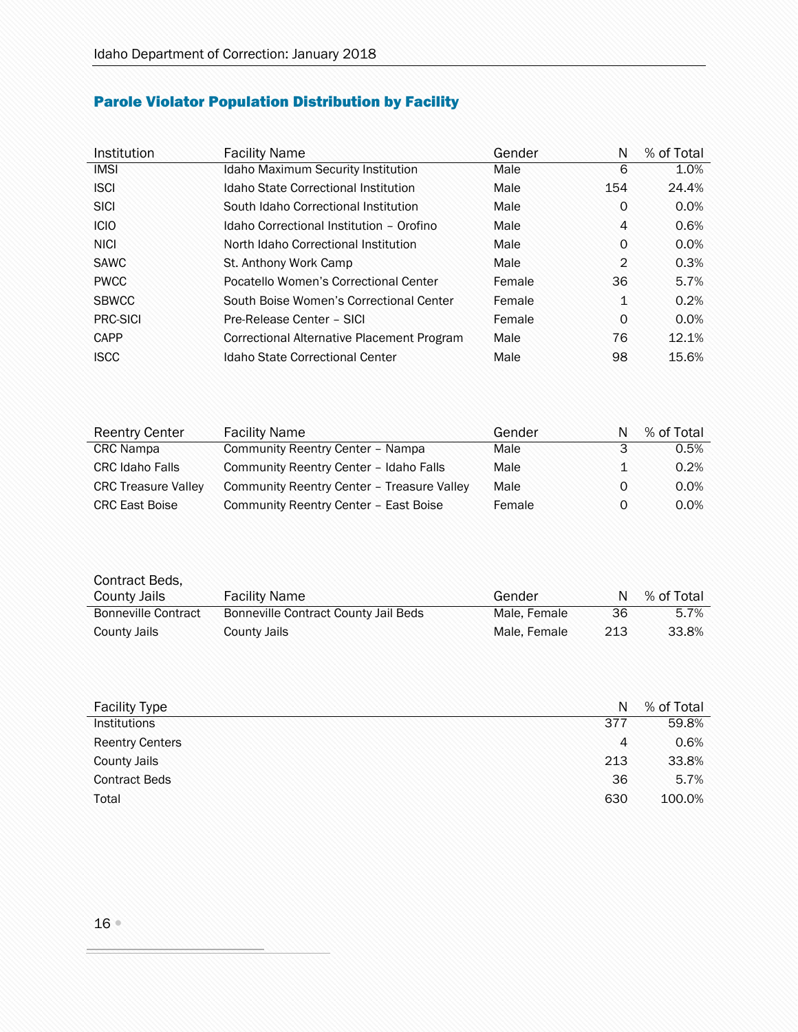## Parole Violator Population Distribution by Facility

| Institution | Facility Name | Gender | N | % of Total |
|---|---|---|---|---|
| IMSI | Idaho Maximum Security Institution | Male | 6 | 1.0% |
| ISCI | Idaho State Correctional Institution | Male | 154 | 24.4% |
| SICI | South Idaho Correctional Institution | Male | 0 | 0.0% |
| ICIO | Idaho Correctional Institution – Orofino | Male | 4 | 0.6% |
| NICI | North Idaho Correctional Institution | Male | 0 | 0.0% |
| SAWC | St. Anthony Work Camp | Male | 2 | 0.3% |
| PWCC | Pocatello Women's Correctional Center | Female | 36 | 5.7% |
| SBWCC | South Boise Women's Correctional Center | Female | 1 | 0.2% |
| PRC-SICI | Pre-Release Center – SICI | Female | 0 | 0.0% |
| CAPP | Correctional Alternative Placement Program | Male | 76 | 12.1% |
| ISCC | Idaho State Correctional Center | Male | 98 | 15.6% |

| Reentry Center | Facility Name | Gender | N | % of Total |
|---|---|---|---|---|
| CRC Nampa | Community Reentry Center – Nampa | Male | 3 | 0.5% |
| CRC Idaho Falls | Community Reentry Center – Idaho Falls | Male | 1 | 0.2% |
| CRC Treasure Valley | Community Reentry Center – Treasure Valley | Male | 0 | 0.0% |
| CRC East Boise | Community Reentry Center – East Boise | Female | 0 | 0.0% |

| Contract Beds, County Jails | Facility Name | Gender | N | % of Total |
|---|---|---|---|---|
| Bonneville Contract | Bonneville Contract County Jail Beds | Male, Female | 36 | 5.7% |
| County Jails | County Jails | Male, Female | 213 | 33.8% |

| Facility Type | N | % of Total |
|---|---|---|
| Institutions | 377 | 59.8% |
| Reentry Centers | 4 | 0.6% |
| County Jails | 213 | 33.8% |
| Contract Beds | 36 | 5.7% |
| Total | 630 | 100.0% |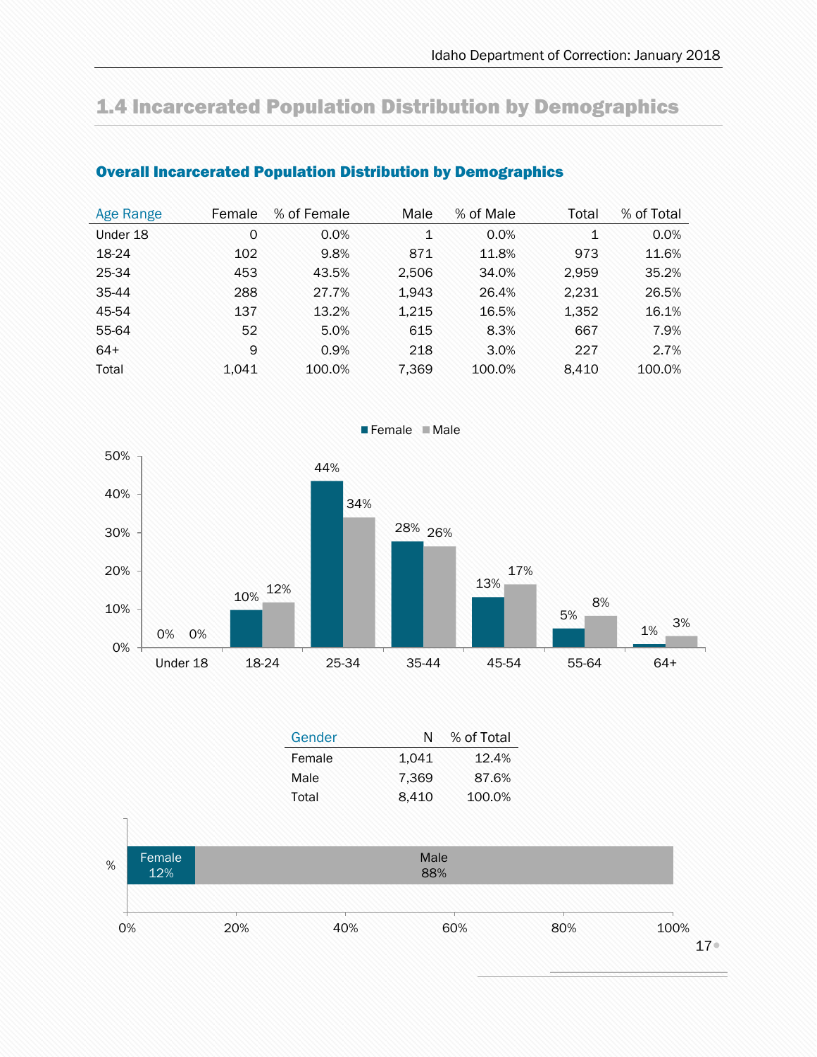## 1.4 Incarcerated Population Distribution by Demographics

### Overall Incarcerated Population Distribution by Demographics

| Age Range | Female | % of Female | Male | % of Male | Total | % of Total |
|---|---|---|---|---|---|---|
| Under 18 | 0 | 0.0% | 1 | 0.0% | 1 | 0.0% |
| 18-24 | 102 | 9.8% | 871 | 11.8% | 973 | 11.6% |
| 25-34 | 453 | 43.5% | 2,506 | 34.0% | 2,959 | 35.2% |
| 35-44 | 288 | 27.7% | 1,943 | 26.4% | 2,231 | 26.5% |
| 45-54 | 137 | 13.2% | 1,215 | 16.5% | 1,352 | 16.1% |
| 55-64 | 52 | 5.0% | 615 | 8.3% | 667 | 7.9% |
| 64+ | 9 | 0.9% | 218 | 3.0% | 227 | 2.7% |
| Total | 1,041 | 100.0% | 7,369 | 100.0% | 8,410 | 100.0% |

| Age Range | Female | Male |
|---|---|---|
| Under 18 | 0% | 0% |
| 18-24 | 10% | 12% |
| 25-34 | 44% | 34% |
| 35-44 | 28% | 26% |
| 45-54 | 13% | 17% |
| 55-64 | 5% | 8% |
| 64+ | 1% | 3% |

| Gender | N | % of Total |
|---|---|---|
| Female | 1,041 | 12.4% |
| Male | 7,369 | 87.6% |
| Total | 8,410 | 100.0% |

| % | Female | Male |
|---|---|---|
| % | 12% | 88% |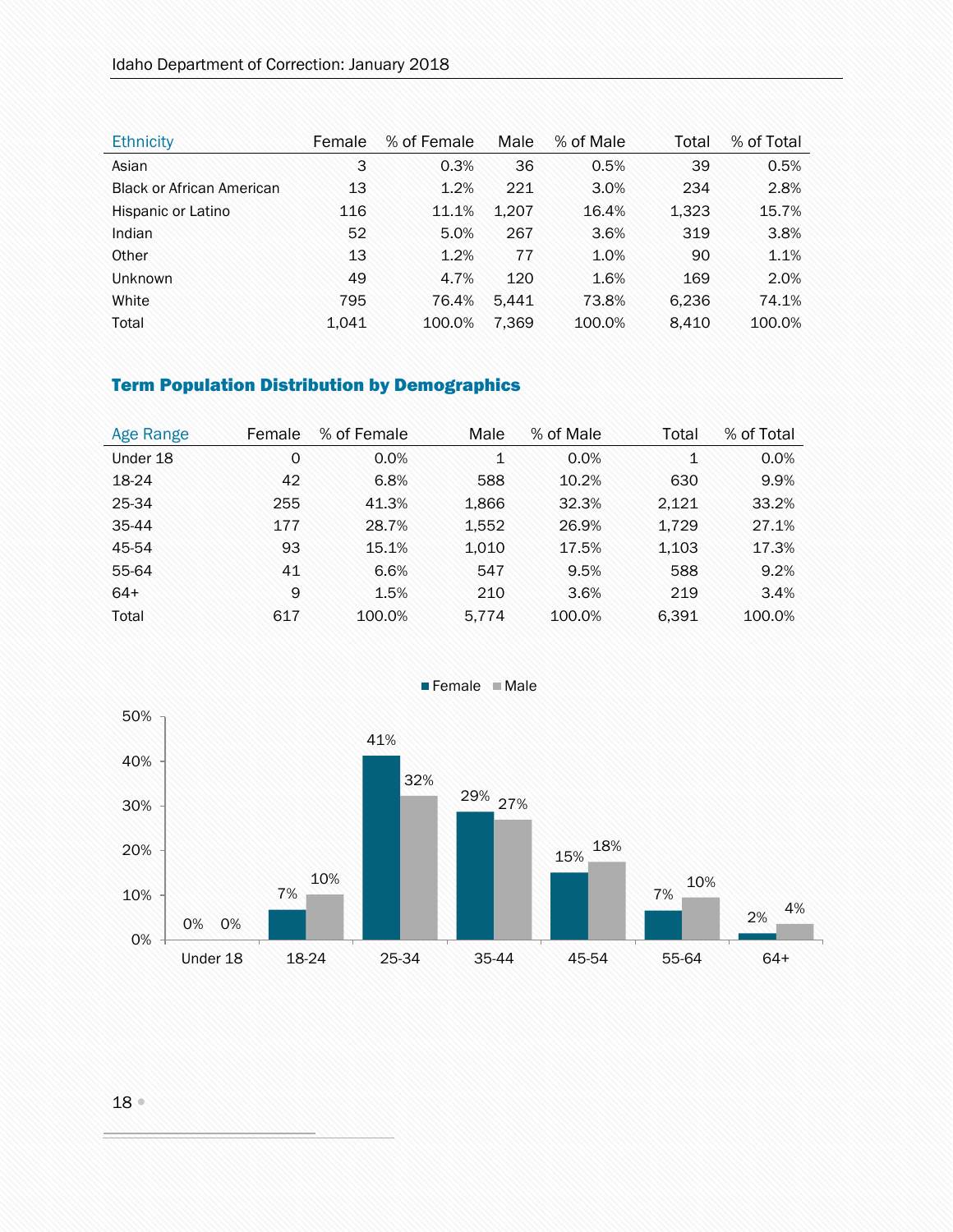| Ethnicity | Female | % of Female | Male | % of Male | Total | % of Total |
|---|---|---|---|---|---|---|
| Asian | 3 | 0.3% | 36 | 0.5% | 39 | 0.5% |
| Black or African American | 13 | 1.2% | 221 | 3.0% | 234 | 2.8% |
| Hispanic or Latino | 116 | 11.1% | 1,207 | 16.4% | 1,323 | 15.7% |
| Indian | 52 | 5.0% | 267 | 3.6% | 319 | 3.8% |
| Other | 13 | 1.2% | 77 | 1.0% | 90 | 1.1% |
| Unknown | 49 | 4.7% | 120 | 1.6% | 169 | 2.0% |
| White | 795 | 76.4% | 5,441 | 73.8% | 6,236 | 74.1% |
| Total | 1,041 | 100.0% | 7,369 | 100.0% | 8,410 | 100.0% |

## Term Population Distribution by Demographics

| Age Range | Female | % of Female | Male | % of Male | Total | % of Total |
|---|---|---|---|---|---|---|
| Under 18 | 0 | 0.0% | 1 | 0.0% | 1 | 0.0% |
| 18-24 | 42 | 6.8% | 588 | 10.2% | 630 | 9.9% |
| 25-34 | 255 | 41.3% | 1,866 | 32.3% | 2,121 | 33.2% |
| 35-44 | 177 | 28.7% | 1,552 | 26.9% | 1,729 | 27.1% |
| 45-54 | 93 | 15.1% | 1,010 | 17.5% | 1,103 | 17.3% |
| 55-64 | 41 | 6.6% | 547 | 9.5% | 588 | 9.2% |
| 64+ | 9 | 1.5% | 210 | 3.6% | 219 | 3.4% |
| Total | 617 | 100.0% | 5,774 | 100.0% | 6,391 | 100.0% |

| Age Range | Female | Male |
|---|---|---|
| Under 18 | 0% | 0% |
| 18-24 | 7% | 10% |
| 25-34 | 41% | 32% |
| 35-44 | 29% | 27% |
| 45-54 | 15% | 18% |
| 55-64 | 7% | 10% |
| 64+ | 2% | 4% |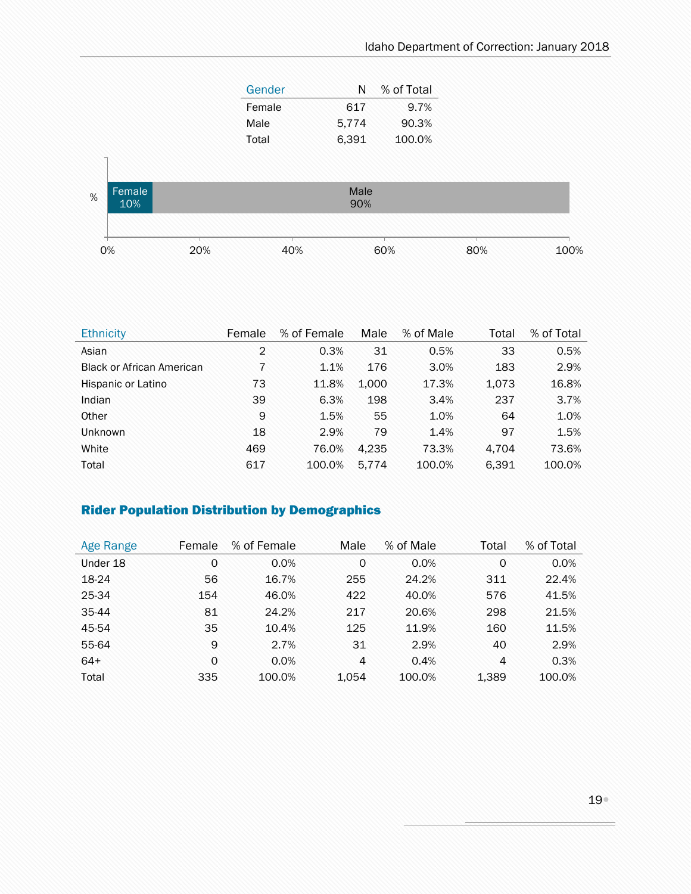| Gender | N | % of Total |
|---|---|---|
| Female | 617 | 9.7% |
| Male | 5,774 | 90.3% |
| Total | 6,391 | 100.0% |

| Ethnicity | Female | % of Female | Male | % of Male | Total | % of Total |
|---|---|---|---|---|---|---|
| Asian | 2 | 0.3% | 31 | 0.5% | 33 | 0.5% |
| Black or African American | 7 | 1.1% | 176 | 3.0% | 183 | 2.9% |
| Hispanic or Latino | 73 | 11.8% | 1,000 | 17.3% | 1,073 | 16.8% |
| Indian | 39 | 6.3% | 198 | 3.4% | 237 | 3.7% |
| Other | 9 | 1.5% | 55 | 1.0% | 64 | 1.0% |
| Unknown | 18 | 2.9% | 79 | 1.4% | 97 | 1.5% |
| White | 469 | 76.0% | 4,235 | 73.3% | 4,704 | 73.6% |
| Total | 617 | 100.0% | 5,774 | 100.0% | 6,391 | 100.0% |

## Rider Population Distribution by Demographics

| Age Range | Female | % of Female | Male | % of Male | Total | % of Total |
|---|---|---|---|---|---|---|
| Under 18 | 0 | 0.0% | 0 | 0.0% | 0 | 0.0% |
| 18-24 | 56 | 16.7% | 255 | 24.2% | 311 | 22.4% |
| 25-34 | 154 | 46.0% | 422 | 40.0% | 576 | 41.5% |
| 35-44 | 81 | 24.2% | 217 | 20.6% | 298 | 21.5% |
| 45-54 | 35 | 10.4% | 125 | 11.9% | 160 | 11.5% |
| 55-64 | 9 | 2.7% | 31 | 2.9% | 40 | 2.9% |
| 64+ | 0 | 0.0% | 4 | 0.4% | 4 | 0.3% |
| Total | 335 | 100.0% | 1,054 | 100.0% | 1,389 | 100.0% |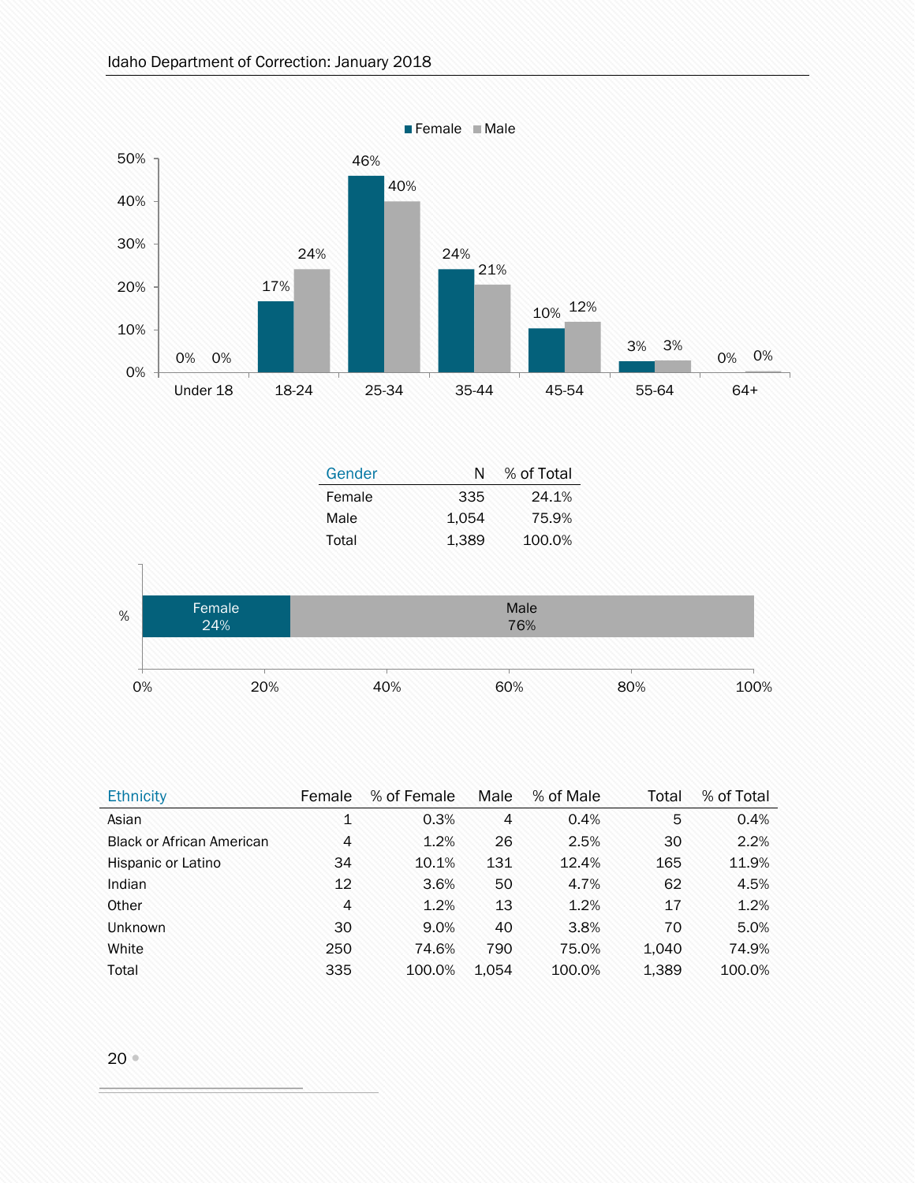| Gender | N | % of Total |
|---|---|---|
| Female | 335 | 24.1% |
| Male | 1,054 | 75.9% |
| Total | 1,389 | 100.0% |

| Ethnicity | Female | % of Female | Male | % of Male | Total | % of Total |
|---|---|---|---|---|---|---|
| Asian | 1 | 0.3% | 4 | 0.4% | 5 | 0.4% |
| Black or African American | 4 | 1.2% | 26 | 2.5% | 30 | 2.2% |
| Hispanic or Latino | 34 | 10.1% | 131 | 12.4% | 165 | 11.9% |
| Indian | 12 | 3.6% | 50 | 4.7% | 62 | 4.5% |
| Other | 4 | 1.2% | 13 | 1.2% | 17 | 1.2% |
| Unknown | 30 | 9.0% | 40 | 3.8% | 70 | 5.0% |
| White | 250 | 74.6% | 790 | 75.0% | 1,040 | 74.9% |
| Total | 335 | 100.0% | 1,054 | 100.0% | 1,389 | 100.0% |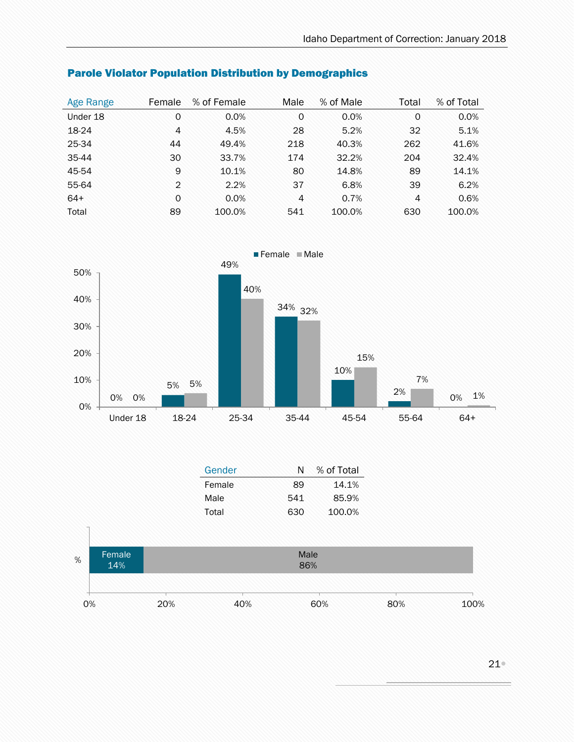## Parole Violator Population Distribution by Demographics

| Age Range | Female | % of Female | Male | % of Male | Total | % of Total |
|---|---|---|---|---|---|---|
| Under 18 | 0 | 0.0% | 0 | 0.0% | 0 | 0.0% |
| 18-24 | 4 | 4.5% | 28 | 5.2% | 32 | 5.1% |
| 25-34 | 44 | 49.4% | 218 | 40.3% | 262 | 41.6% |
| 35-44 | 30 | 33.7% | 174 | 32.2% | 204 | 32.4% |
| 45-54 | 9 | 10.1% | 80 | 14.8% | 89 | 14.1% |
| 55-64 | 2 | 2.2% | 37 | 6.8% | 39 | 6.2% |
| 64+ | 0 | 0.0% | 4 | 0.7% | 4 | 0.6% |
| Total | 89 | 100.0% | 541 | 100.0% | 630 | 100.0% |

| Gender | N | % of Total |
|---|---|---|
| Female | 89 | 14.1% |
| Male | 541 | 85.9% |
| Total | 630 | 100.0% |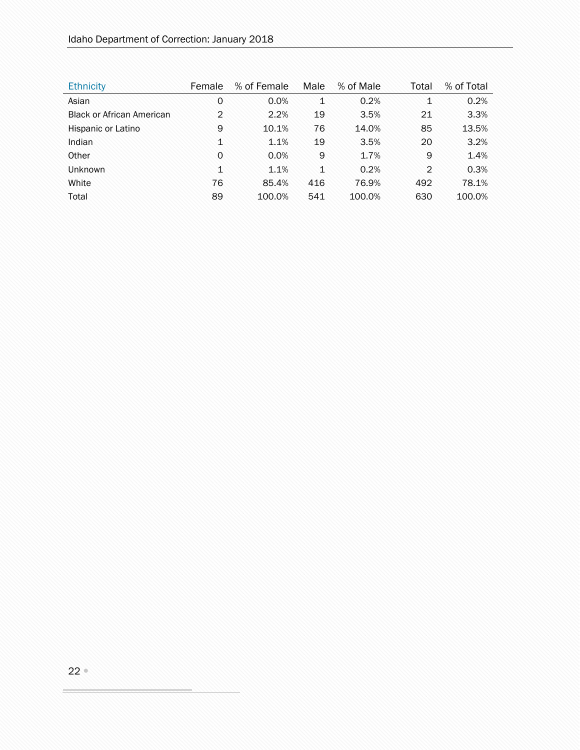| Ethnicity | Female | % of Female | Male | % of Male | Total | % of Total |
|---|---|---|---|---|---|---|
| Asian | 0 | 0.0% | 1 | 0.2% | 1 | 0.2% |
| Black or African American | 2 | 2.2% | 19 | 3.5% | 21 | 3.3% |
| Hispanic or Latino | 9 | 10.1% | 76 | 14.0% | 85 | 13.5% |
| Indian | 1 | 1.1% | 19 | 3.5% | 20 | 3.2% |
| Other | 0 | 0.0% | 9 | 1.7% | 9 | 1.4% |
| Unknown | 1 | 1.1% | 1 | 0.2% | 2 | 0.3% |
| White | 76 | 85.4% | 416 | 76.9% | 492 | 78.1% |
| Total | 89 | 100.0% | 541 | 100.0% | 630 | 100.0% |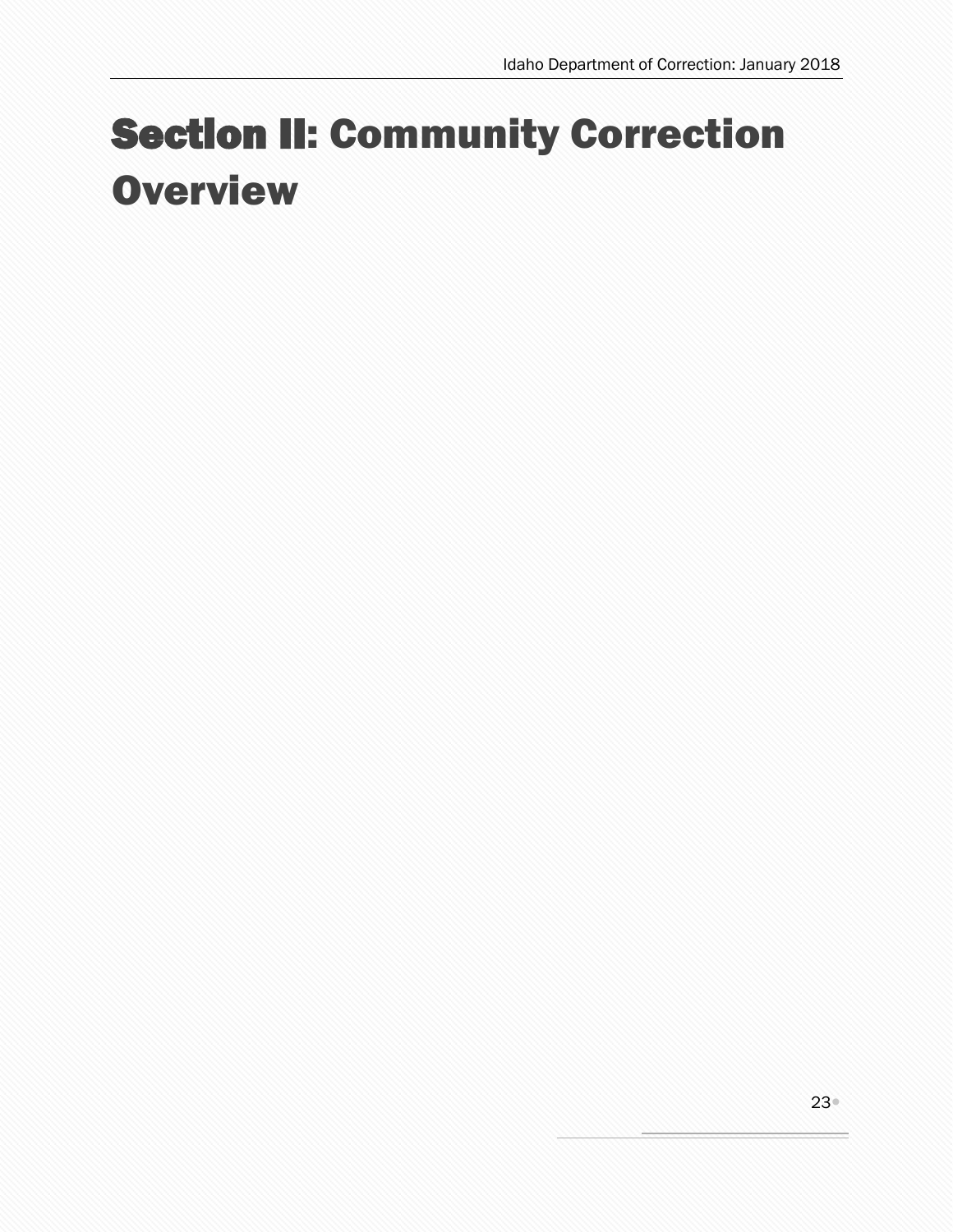# Section II: Community Correction Overview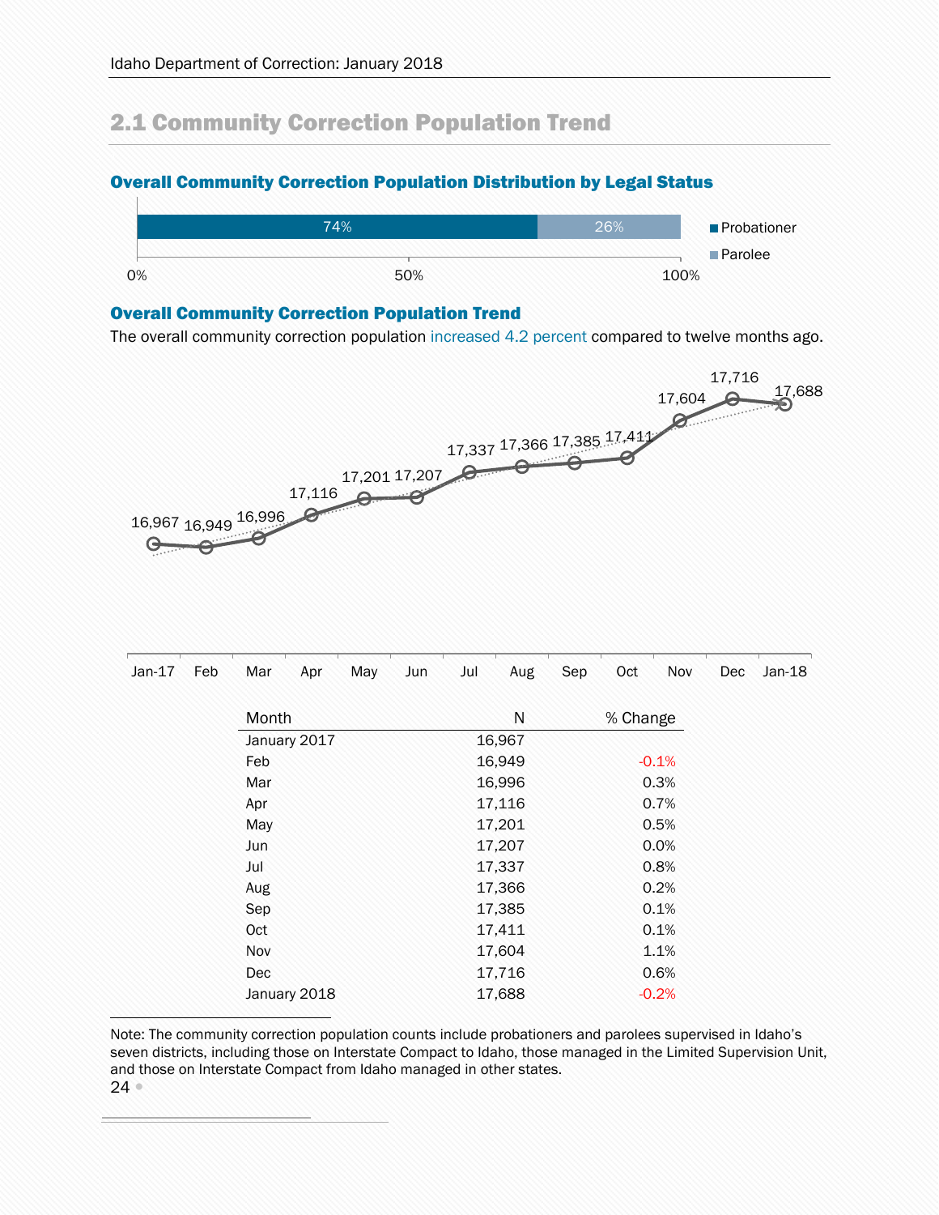## 2.1 Community Correction Population Trend

### Overall Community Correction Population Distribution by Legal Status

| Probationer | Parolee |
|---|---|
| 74% | 26% |

### Overall Community Correction Population Trend

The overall community correction population increased 4.2 percent compared to twelve months ago.

| Jan-17 | Feb | Mar | Apr | May | Jun | Jul | Aug | Sep | Oct | Nov | Dec | Jan-18 |
|---|---|---|---|---|---|---|---|---|---|---|---|---|
| 16,967 | 16,949 | 16,996 | 17,116 | 17,201 | 17,207 | 17,337 | 17,366 | 17,385 | 17,411 | 17,604 | 17,716 | 17,688 |

| Month | N | % Change |
|---|---|---|
| January 2017 | 16,967 | |
| Feb | 16,949 | -0.1% |
| Mar | 16,996 | 0.3% |
| Apr | 17,116 | 0.7% |
| May | 17,201 | 0.5% |
| Jun | 17,207 | 0.0% |
| Jul | 17,337 | 0.8% |
| Aug | 17,366 | 0.2% |
| Sep | 17,385 | 0.1% |
| Oct | 17,411 | 0.1% |
| Nov | 17,604 | 1.1% |
| Dec | 17,716 | 0.6% |
| January 2018 | 17,688 | -0.2% |

Note: The community correction population counts include probationers and parolees supervised in Idaho's seven districts, including those on Interstate Compact to Idaho, those managed in the Limited Supervision Unit, and those on Interstate Compact from Idaho managed in other states.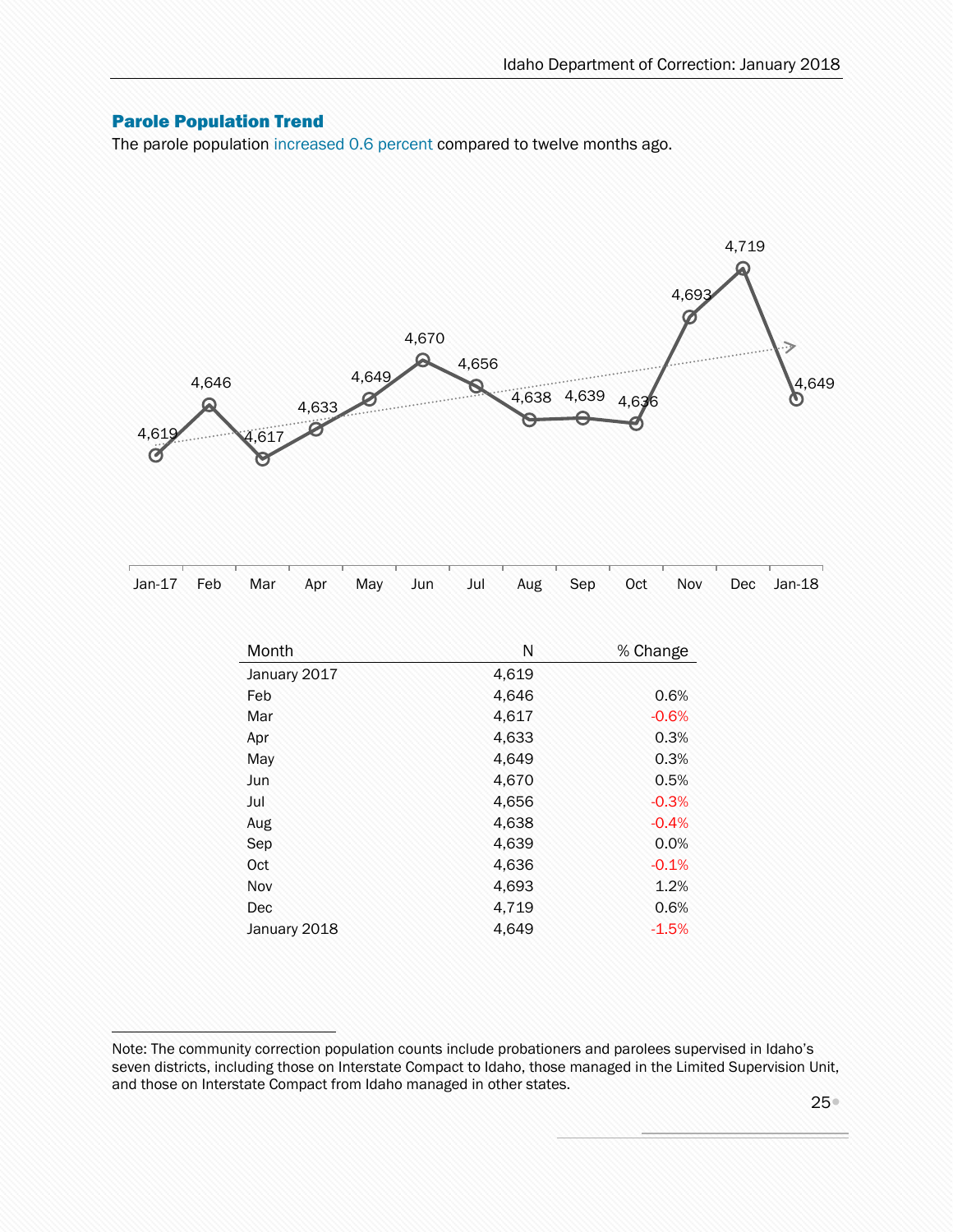## Parole Population Trend

The parole population increased 0.6 percent compared to twelve months ago.

| Month | N | % Change |
|---|---|---|
| January 2017 | 4,619 | |
| Feb | 4,646 | 0.6% |
| Mar | 4,617 | -0.6% |
| Apr | 4,633 | 0.3% |
| May | 4,649 | 0.3% |
| Jun | 4,670 | 0.5% |
| Jul | 4,656 | -0.3% |
| Aug | 4,638 | -0.4% |
| Sep | 4,639 | 0.0% |
| Oct | 4,636 | -0.1% |
| Nov | 4,693 | 1.2% |
| Dec | 4,719 | 0.6% |
| January 2018 | 4,649 | -1.5% |

Note: The community correction population counts include probationers and parolees supervised in Idaho's seven districts, including those on Interstate Compact to Idaho, those managed in the Limited Supervision Unit, and those on Interstate Compact from Idaho managed in other states.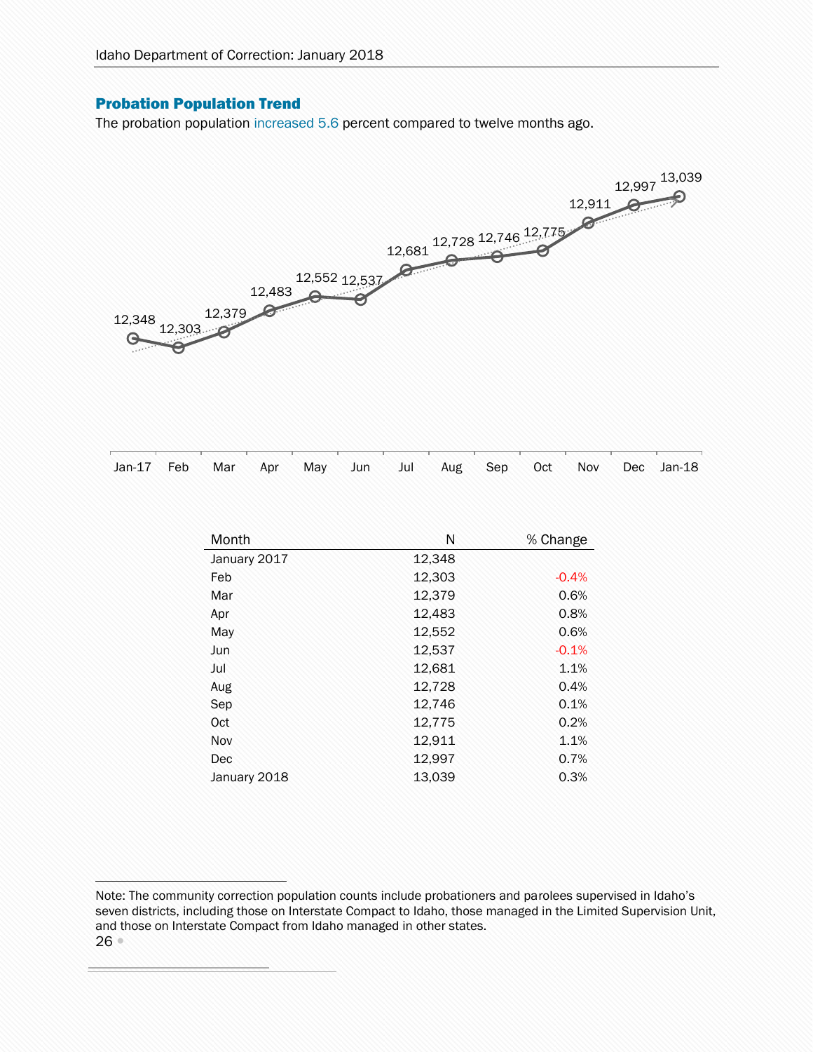## Probation Population Trend

The probation population increased 5.6 percent compared to twelve months ago.

| Month | N | % Change |
|---|---|---|
| January 2017 | 12,348 | |
| Feb | 12,303 | -0.4% |
| Mar | 12,379 | 0.6% |
| Apr | 12,483 | 0.8% |
| May | 12,552 | 0.6% |
| Jun | 12,537 | -0.1% |
| Jul | 12,681 | 1.1% |
| Aug | 12,728 | 0.4% |
| Sep | 12,746 | 0.1% |
| Oct | 12,775 | 0.2% |
| Nov | 12,911 | 1.1% |
| Dec | 12,997 | 0.7% |
| January 2018 | 13,039 | 0.3% |

Note: The community correction population counts include probationers and parolees supervised in Idaho's seven districts, including those on Interstate Compact to Idaho, those managed in the Limited Supervision Unit, and those on Interstate Compact from Idaho managed in other states.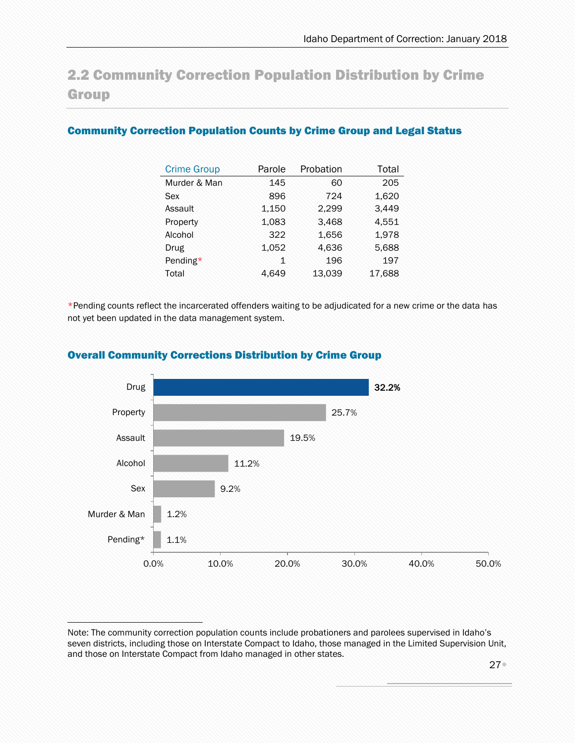## 2.2 Community Correction Population Distribution by Crime Group

### Community Correction Population Counts by Crime Group and Legal Status

| Crime Group | Parole | Probation | Total |
|---|---|---|---|
| Murder & Man | 145 | 60 | 205 |
| Sex | 896 | 724 | 1,620 |
| Assault | 1,150 | 2,299 | 3,449 |
| Property | 1,083 | 3,468 | 4,551 |
| Alcohol | 322 | 1,656 | 1,978 |
| Drug | 1,052 | 4,636 | 5,688 |
| Pending* | 1 | 196 | 197 |
| Total | 4,649 | 13,039 | 17,688 |

*Pending counts reflect the incarcerated offenders waiting to be adjudicated for a new crime or the data has not yet been updated in the data management system.

### Overall Community Corrections Distribution by Crime Group

| Crime Group | Percent |
|---|---|
| Drug | 32.2% |
| Property | 25.7% |
| Assault | 19.5% |
| Alcohol | 11.2% |
| Sex | 9.2% |
| Murder & Man | 1.2% |
| Pending* | 1.1% |

Note: The community correction population counts include probationers and parolees supervised in Idaho's seven districts, including those on Interstate Compact to Idaho, those managed in the Limited Supervision Unit, and those on Interstate Compact from Idaho managed in other states.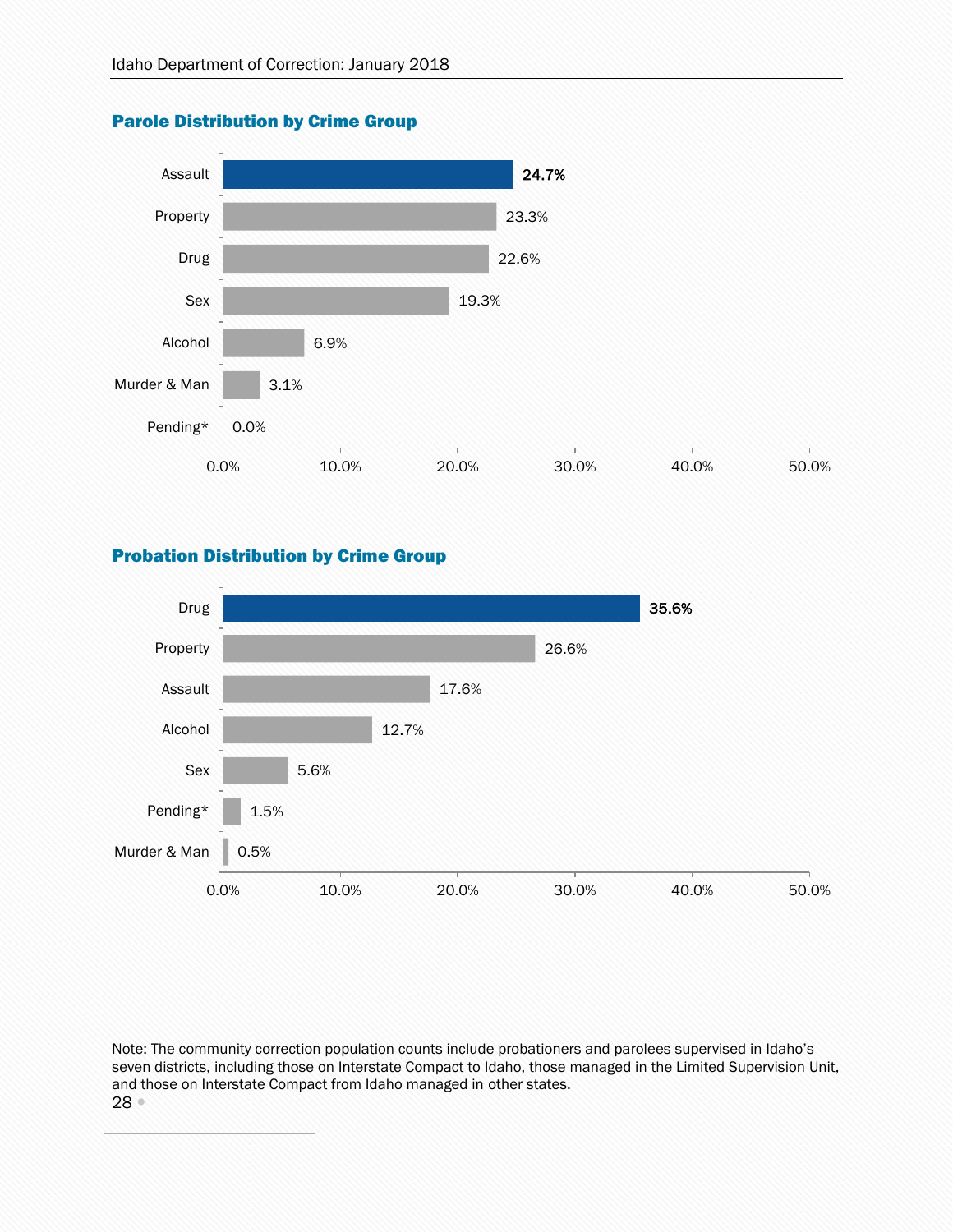## Parole Distribution by Crime Group

| Crime Group | Percent |
|---|---|
| Assault | 24.7% |
| Property | 23.3% |
| Drug | 22.6% |
| Sex | 19.3% |
| Alcohol | 6.9% |
| Murder & Man | 3.1% |
| Pending* | 0.0% |

## Probation Distribution by Crime Group

| Crime Group | Percent |
|---|---|
| Drug | 35.6% |
| Property | 26.6% |
| Assault | 17.6% |
| Alcohol | 12.7% |
| Sex | 5.6% |
| Pending* | 1.5% |
| Murder & Man | 0.5% |

Note: The community correction population counts include probationers and parolees supervised in Idaho's seven districts, including those on Interstate Compact to Idaho, those managed in the Limited Supervision Unit, and those on Interstate Compact from Idaho managed in other states.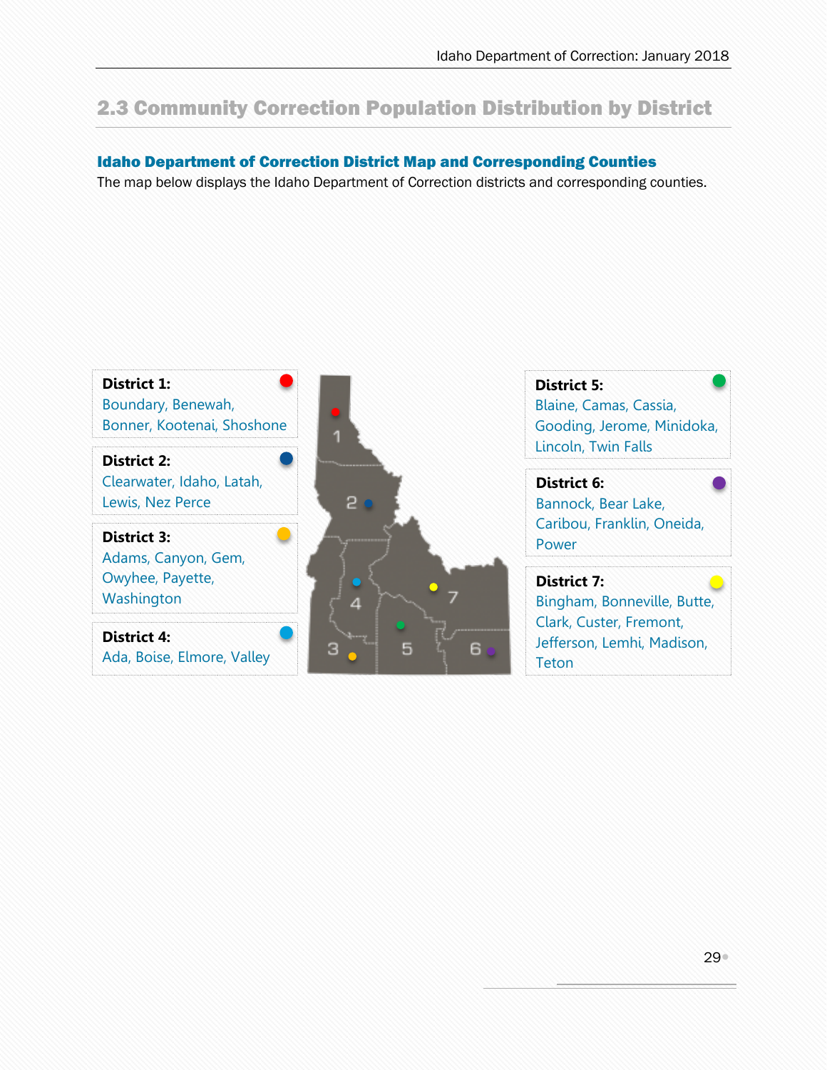## 2.3 Community Correction Population Distribution by District

### Idaho Department of Correction District Map and Corresponding Counties

The map below displays the Idaho Department of Correction districts and corresponding counties.

**District 1:**
Boundary, Benewah, Bonner, Kootenai, Shoshone

**District 2:**
Clearwater, Idaho, Latah, Lewis, Nez Perce

**District 3:**
Adams, Canyon, Gem, Owyhee, Payette, Washington

**District 4:**
Ada, Boise, Elmore, Valley

**District 5:**
Blaine, Camas, Cassia, Gooding, Jerome, Minidoka, Lincoln, Twin Falls

**District 6:**
Bannock, Bear Lake, Caribou, Franklin, Oneida, Power

**District 7:**
Bingham, Bonneville, Butte, Clark, Custer, Fremont, Jefferson, Lemhi, Madison, Teton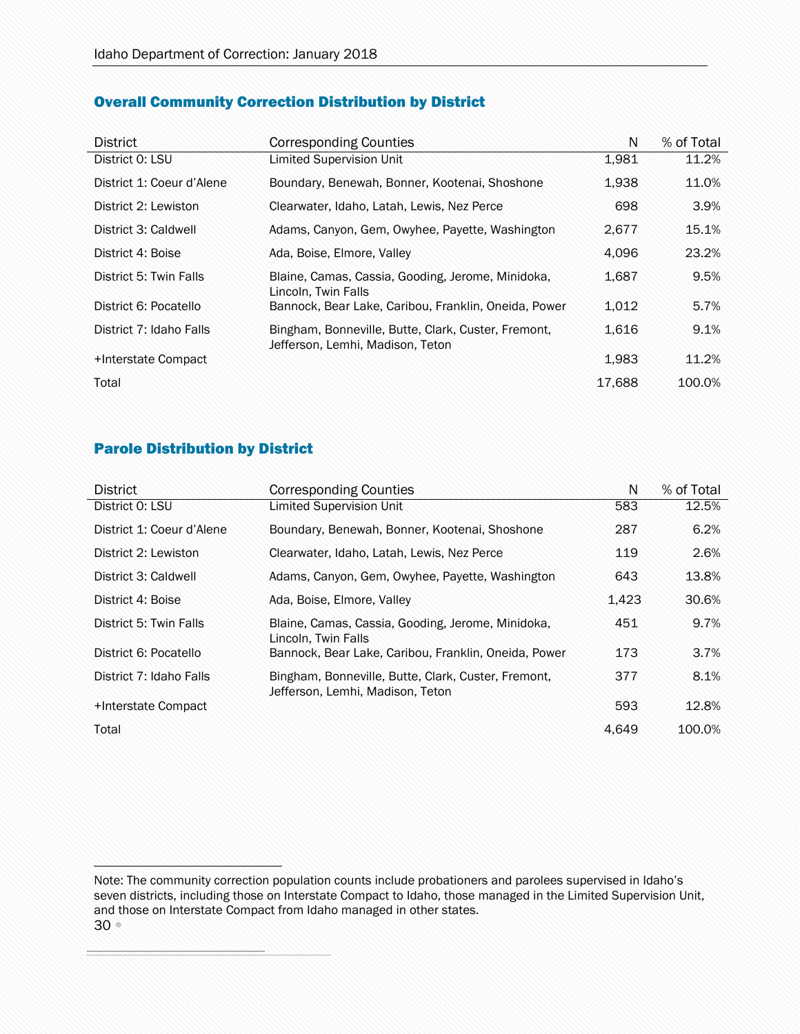## Overall Community Correction Distribution by District

| District | Corresponding Counties | N | % of Total |
|---|---|---|---|
| District 0: LSU | Limited Supervision Unit | 1,981 | 11.2% |
| District 1: Coeur d'Alene | Boundary, Benewah, Bonner, Kootenai, Shoshone | 1,938 | 11.0% |
| District 2: Lewiston | Clearwater, Idaho, Latah, Lewis, Nez Perce | 698 | 3.9% |
| District 3: Caldwell | Adams, Canyon, Gem, Owyhee, Payette, Washington | 2,677 | 15.1% |
| District 4: Boise | Ada, Boise, Elmore, Valley | 4,096 | 23.2% |
| District 5: Twin Falls | Blaine, Camas, Cassia, Gooding, Jerome, Minidoka, Lincoln, Twin Falls | 1,687 | 9.5% |
| District 6: Pocatello | Bannock, Bear Lake, Caribou, Franklin, Oneida, Power | 1,012 | 5.7% |
| District 7: Idaho Falls | Bingham, Bonneville, Butte, Clark, Custer, Fremont, Jefferson, Lemhi, Madison, Teton | 1,616 | 9.1% |
| +Interstate Compact | | 1,983 | 11.2% |
| Total | | 17,688 | 100.0% |

## Parole Distribution by District

| District | Corresponding Counties | N | % of Total |
|---|---|---|---|
| District 0: LSU | Limited Supervision Unit | 583 | 12.5% |
| District 1: Coeur d'Alene | Boundary, Benewah, Bonner, Kootenai, Shoshone | 287 | 6.2% |
| District 2: Lewiston | Clearwater, Idaho, Latah, Lewis, Nez Perce | 119 | 2.6% |
| District 3: Caldwell | Adams, Canyon, Gem, Owyhee, Payette, Washington | 643 | 13.8% |
| District 4: Boise | Ada, Boise, Elmore, Valley | 1,423 | 30.6% |
| District 5: Twin Falls | Blaine, Camas, Cassia, Gooding, Jerome, Minidoka, Lincoln, Twin Falls | 451 | 9.7% |
| District 6: Pocatello | Bannock, Bear Lake, Caribou, Franklin, Oneida, Power | 173 | 3.7% |
| District 7: Idaho Falls | Bingham, Bonneville, Butte, Clark, Custer, Fremont, Jefferson, Lemhi, Madison, Teton | 377 | 8.1% |
| +Interstate Compact | | 593 | 12.8% |
| Total | | 4,649 | 100.0% |

Note: The community correction population counts include probationers and parolees supervised in Idaho's seven districts, including those on Interstate Compact to Idaho, those managed in the Limited Supervision Unit, and those on Interstate Compact from Idaho managed in other states.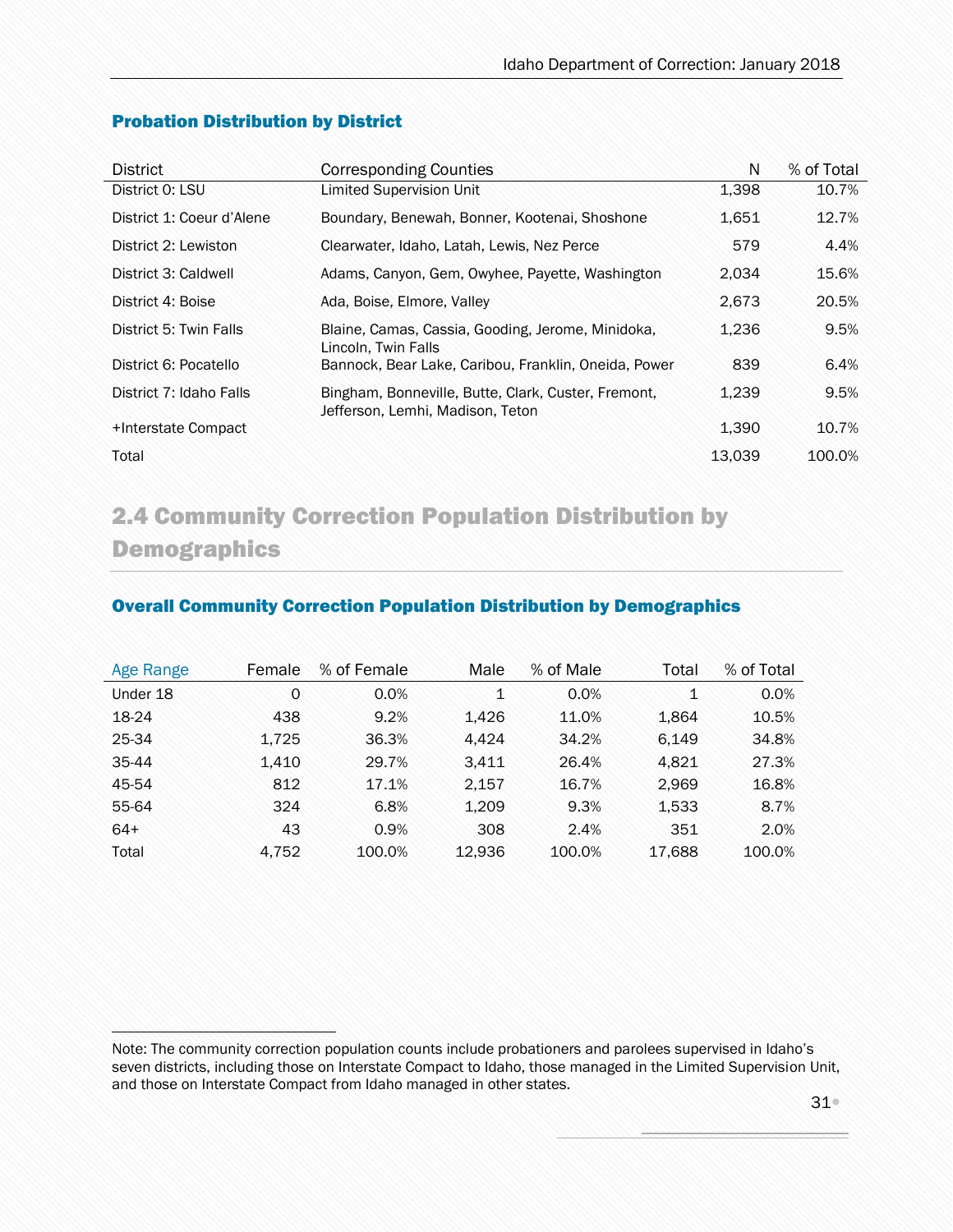### Probation Distribution by District

| District | Corresponding Counties | N | % of Total |
|---|---|---|---|
| District 0: LSU | Limited Supervision Unit | 1,398 | 10.7% |
| District 1: Coeur d'Alene | Boundary, Benewah, Bonner, Kootenai, Shoshone | 1,651 | 12.7% |
| District 2: Lewiston | Clearwater, Idaho, Latah, Lewis, Nez Perce | 579 | 4.4% |
| District 3: Caldwell | Adams, Canyon, Gem, Owyhee, Payette, Washington | 2,034 | 15.6% |
| District 4: Boise | Ada, Boise, Elmore, Valley | 2,673 | 20.5% |
| District 5: Twin Falls | Blaine, Camas, Cassia, Gooding, Jerome, Minidoka, Lincoln, Twin Falls | 1,236 | 9.5% |
| District 6: Pocatello | Bannock, Bear Lake, Caribou, Franklin, Oneida, Power | 839 | 6.4% |
| District 7: Idaho Falls | Bingham, Bonneville, Butte, Clark, Custer, Fremont, Jefferson, Lemhi, Madison, Teton | 1,239 | 9.5% |
| +Interstate Compact | | 1,390 | 10.7% |
| Total | | 13,039 | 100.0% |

## 2.4 Community Correction Population Distribution by Demographics

### Overall Community Correction Population Distribution by Demographics

| Age Range | Female | % of Female | Male | % of Male | Total | % of Total |
|---|---|---|---|---|---|---|
| Under 18 | 0 | 0.0% | 1 | 0.0% | 1 | 0.0% |
| 18-24 | 438 | 9.2% | 1,426 | 11.0% | 1,864 | 10.5% |
| 25-34 | 1,725 | 36.3% | 4,424 | 34.2% | 6,149 | 34.8% |
| 35-44 | 1,410 | 29.7% | 3,411 | 26.4% | 4,821 | 27.3% |
| 45-54 | 812 | 17.1% | 2,157 | 16.7% | 2,969 | 16.8% |
| 55-64 | 324 | 6.8% | 1,209 | 9.3% | 1,533 | 8.7% |
| 64+ | 43 | 0.9% | 308 | 2.4% | 351 | 2.0% |
| Total | 4,752 | 100.0% | 12,936 | 100.0% | 17,688 | 100.0% |

Note: The community correction population counts include probationers and parolees supervised in Idaho's seven districts, including those on Interstate Compact to Idaho, those managed in the Limited Supervision Unit, and those on Interstate Compact from Idaho managed in other states.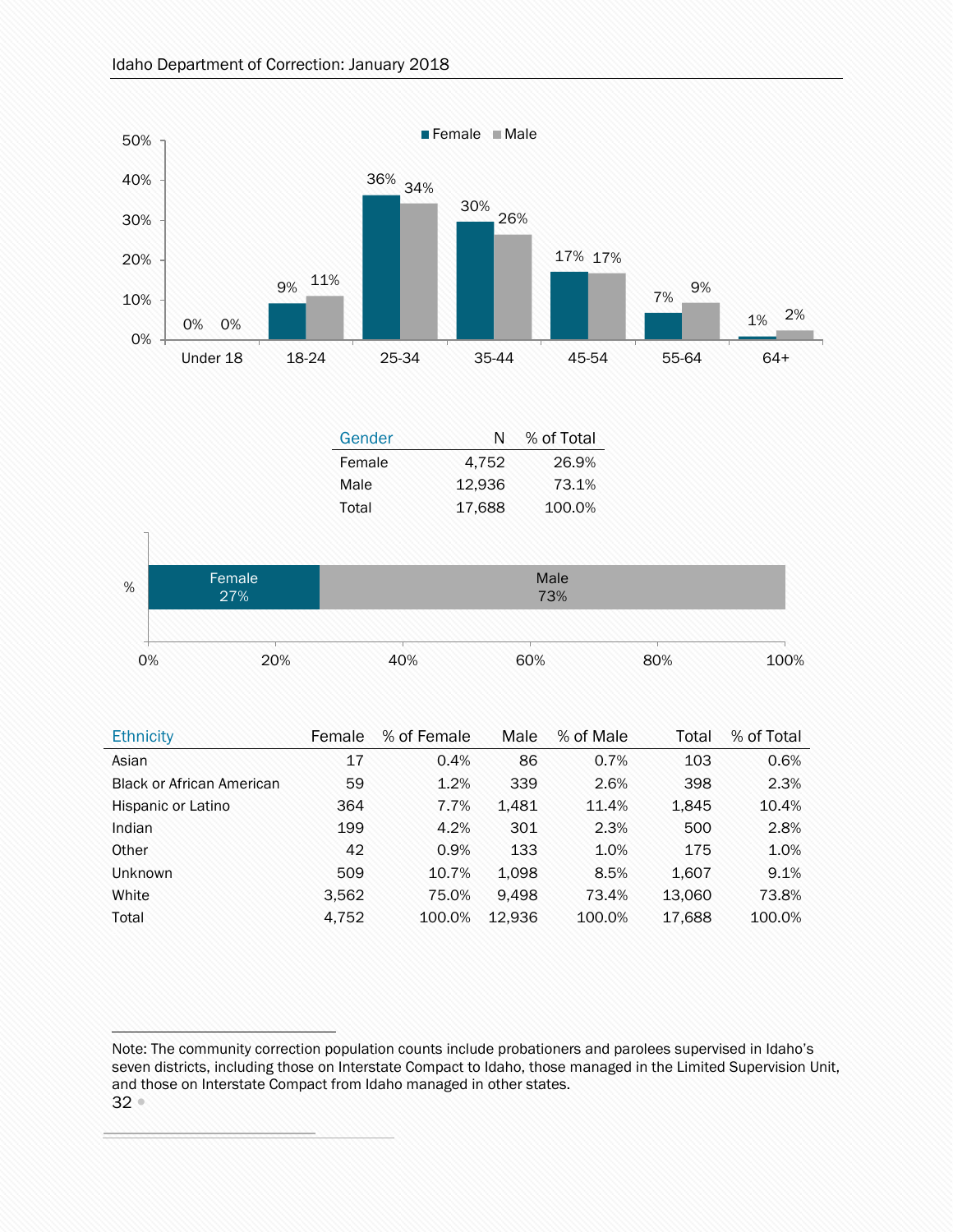| Age Group | Female | Male |
|---|---|---|
| Under 18 | 0% | 0% |
| 18-24 | 9% | 11% |
| 25-34 | 36% | 34% |
| 35-44 | 30% | 26% |
| 45-54 | 17% | 17% |
| 55-64 | 7% | 9% |
| 64+ | 1% | 2% |

| Gender | N | % of Total |
|---|---|---|
| Female | 4,752 | 26.9% |
| Male | 12,936 | 73.1% |
| Total | 17,688 | 100.0% |

| % | Female | Male |
|---|---|---|
| % | 27% | 73% |

| Ethnicity | Female | % of Female | Male | % of Male | Total | % of Total |
|---|---|---|---|---|---|---|
| Asian | 17 | 0.4% | 86 | 0.7% | 103 | 0.6% |
| Black or African American | 59 | 1.2% | 339 | 2.6% | 398 | 2.3% |
| Hispanic or Latino | 364 | 7.7% | 1,481 | 11.4% | 1,845 | 10.4% |
| Indian | 199 | 4.2% | 301 | 2.3% | 500 | 2.8% |
| Other | 42 | 0.9% | 133 | 1.0% | 175 | 1.0% |
| Unknown | 509 | 10.7% | 1,098 | 8.5% | 1,607 | 9.1% |
| White | 3,562 | 75.0% | 9,498 | 73.4% | 13,060 | 73.8% |
| Total | 4,752 | 100.0% | 12,936 | 100.0% | 17,688 | 100.0% |

Note: The community correction population counts include probationers and parolees supervised in Idaho's seven districts, including those on Interstate Compact to Idaho, those managed in the Limited Supervision Unit, and those on Interstate Compact from Idaho managed in other states.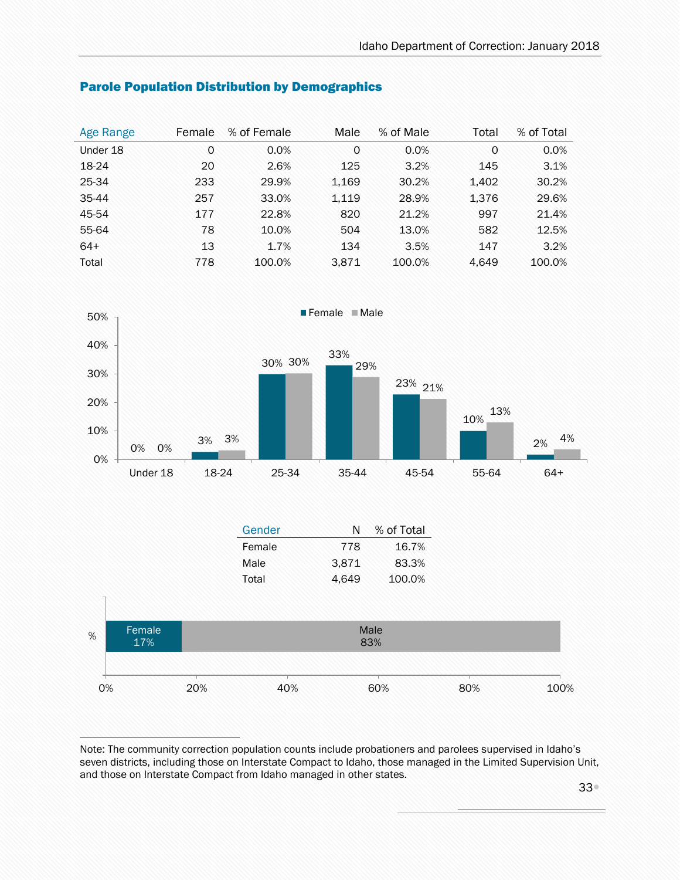## Parole Population Distribution by Demographics

| Age Range | Female | % of Female | Male | % of Male | Total | % of Total |
|---|---|---|---|---|---|---|
| Under 18 | 0 | 0.0% | 0 | 0.0% | 0 | 0.0% |
| 18-24 | 20 | 2.6% | 125 | 3.2% | 145 | 3.1% |
| 25-34 | 233 | 29.9% | 1,169 | 30.2% | 1,402 | 30.2% |
| 35-44 | 257 | 33.0% | 1,119 | 28.9% | 1,376 | 29.6% |
| 45-54 | 177 | 22.8% | 820 | 21.2% | 997 | 21.4% |
| 55-64 | 78 | 10.0% | 504 | 13.0% | 582 | 12.5% |
| 64+ | 13 | 1.7% | 134 | 3.5% | 147 | 3.2% |
| Total | 778 | 100.0% | 3,871 | 100.0% | 4,649 | 100.0% |

| Gender | N | % of Total |
|---|---|---|
| Female | 778 | 16.7% |
| Male | 3,871 | 83.3% |
| Total | 4,649 | 100.0% |

Note: The community correction population counts include probationers and parolees supervised in Idaho's seven districts, including those on Interstate Compact to Idaho, those managed in the Limited Supervision Unit, and those on Interstate Compact from Idaho managed in other states.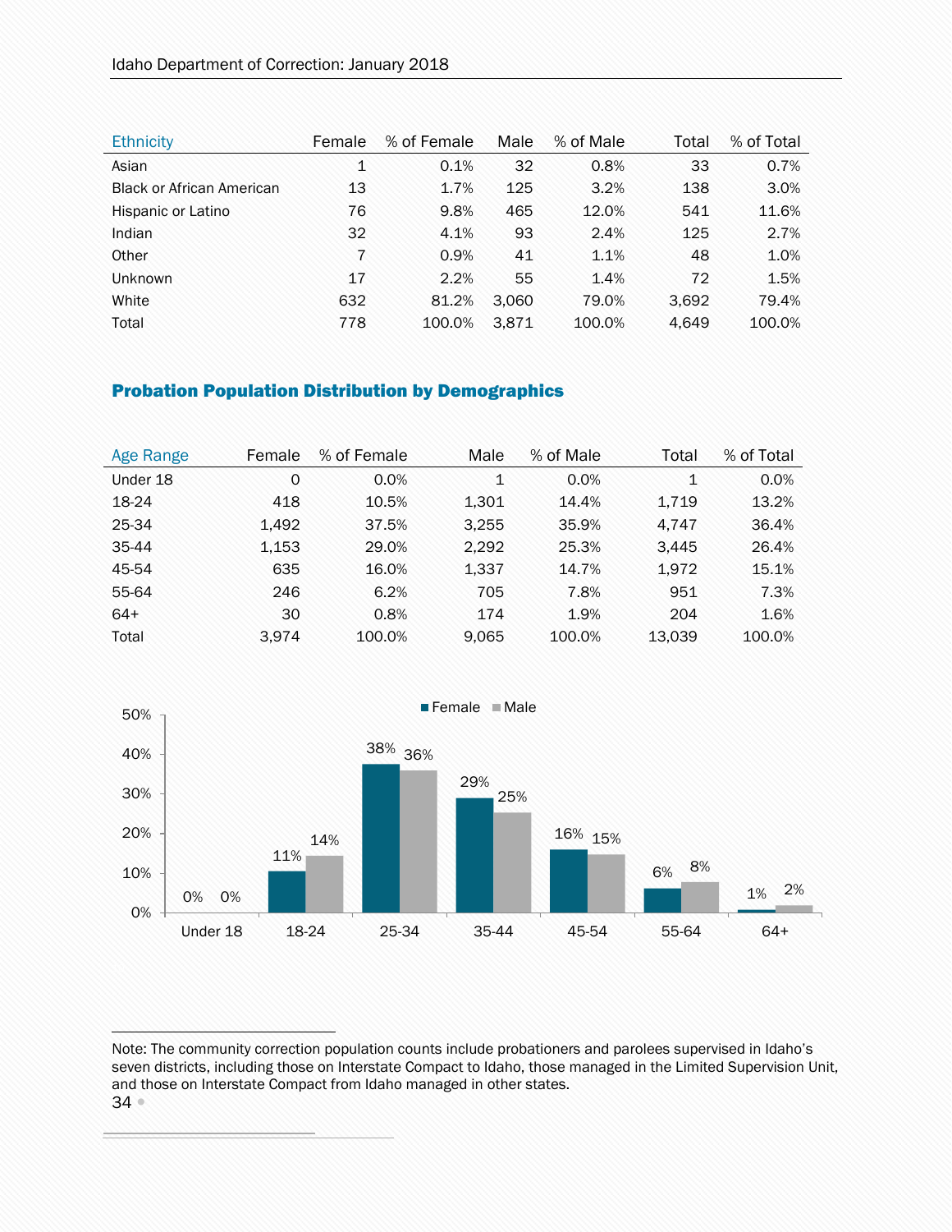| Ethnicity | Female | % of Female | Male | % of Male | Total | % of Total |
|---|---|---|---|---|---|---|
| Asian | 1 | 0.1% | 32 | 0.8% | 33 | 0.7% |
| Black or African American | 13 | 1.7% | 125 | 3.2% | 138 | 3.0% |
| Hispanic or Latino | 76 | 9.8% | 465 | 12.0% | 541 | 11.6% |
| Indian | 32 | 4.1% | 93 | 2.4% | 125 | 2.7% |
| Other | 7 | 0.9% | 41 | 1.1% | 48 | 1.0% |
| Unknown | 17 | 2.2% | 55 | 1.4% | 72 | 1.5% |
| White | 632 | 81.2% | 3,060 | 79.0% | 3,692 | 79.4% |
| Total | 778 | 100.0% | 3,871 | 100.0% | 4,649 | 100.0% |

## Probation Population Distribution by Demographics

| Age Range | Female | % of Female | Male | % of Male | Total | % of Total |
|---|---|---|---|---|---|---|
| Under 18 | 0 | 0.0% | 1 | 0.0% | 1 | 0.0% |
| 18-24 | 418 | 10.5% | 1,301 | 14.4% | 1,719 | 13.2% |
| 25-34 | 1,492 | 37.5% | 3,255 | 35.9% | 4,747 | 36.4% |
| 35-44 | 1,153 | 29.0% | 2,292 | 25.3% | 3,445 | 26.4% |
| 45-54 | 635 | 16.0% | 1,337 | 14.7% | 1,972 | 15.1% |
| 55-64 | 246 | 6.2% | 705 | 7.8% | 951 | 7.3% |
| 64+ | 30 | 0.8% | 174 | 1.9% | 204 | 1.6% |
| Total | 3,974 | 100.0% | 9,065 | 100.0% | 13,039 | 100.0% |

| Age Range | Female | Male |
|---|---|---|
| Under 18 | 0% | 0% |
| 18-24 | 11% | 14% |
| 25-34 | 38% | 36% |
| 35-44 | 29% | 25% |
| 45-54 | 16% | 15% |
| 55-64 | 6% | 8% |
| 64+ | 1% | 2% |

Note: The community correction population counts include probationers and parolees supervised in Idaho's seven districts, including those on Interstate Compact to Idaho, those managed in the Limited Supervision Unit, and those on Interstate Compact from Idaho managed in other states.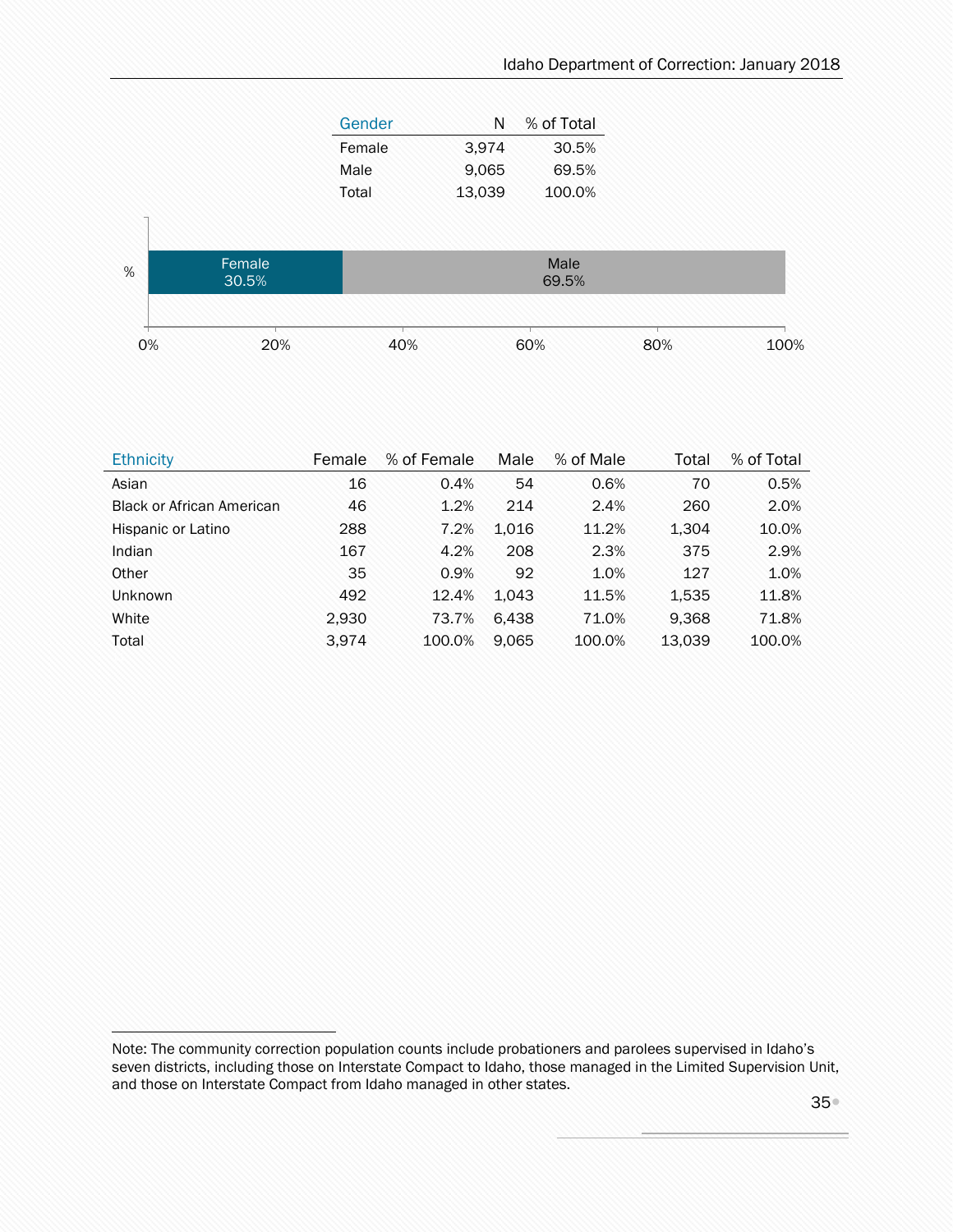| Gender | N | % of Total |
|---|---|---|
| Female | 3,974 | 30.5% |
| Male | 9,065 | 69.5% |
| Total | 13,039 | 100.0% |

| Ethnicity | Female | % of Female | Male | % of Male | Total | % of Total |
|---|---|---|---|---|---|---|
| Asian | 16 | 0.4% | 54 | 0.6% | 70 | 0.5% |
| Black or African American | 46 | 1.2% | 214 | 2.4% | 260 | 2.0% |
| Hispanic or Latino | 288 | 7.2% | 1,016 | 11.2% | 1,304 | 10.0% |
| Indian | 167 | 4.2% | 208 | 2.3% | 375 | 2.9% |
| Other | 35 | 0.9% | 92 | 1.0% | 127 | 1.0% |
| Unknown | 492 | 12.4% | 1,043 | 11.5% | 1,535 | 11.8% |
| White | 2,930 | 73.7% | 6,438 | 71.0% | 9,368 | 71.8% |
| Total | 3,974 | 100.0% | 9,065 | 100.0% | 13,039 | 100.0% |

Note: The community correction population counts include probationers and parolees supervised in Idaho's seven districts, including those on Interstate Compact to Idaho, those managed in the Limited Supervision Unit, and those on Interstate Compact from Idaho managed in other states.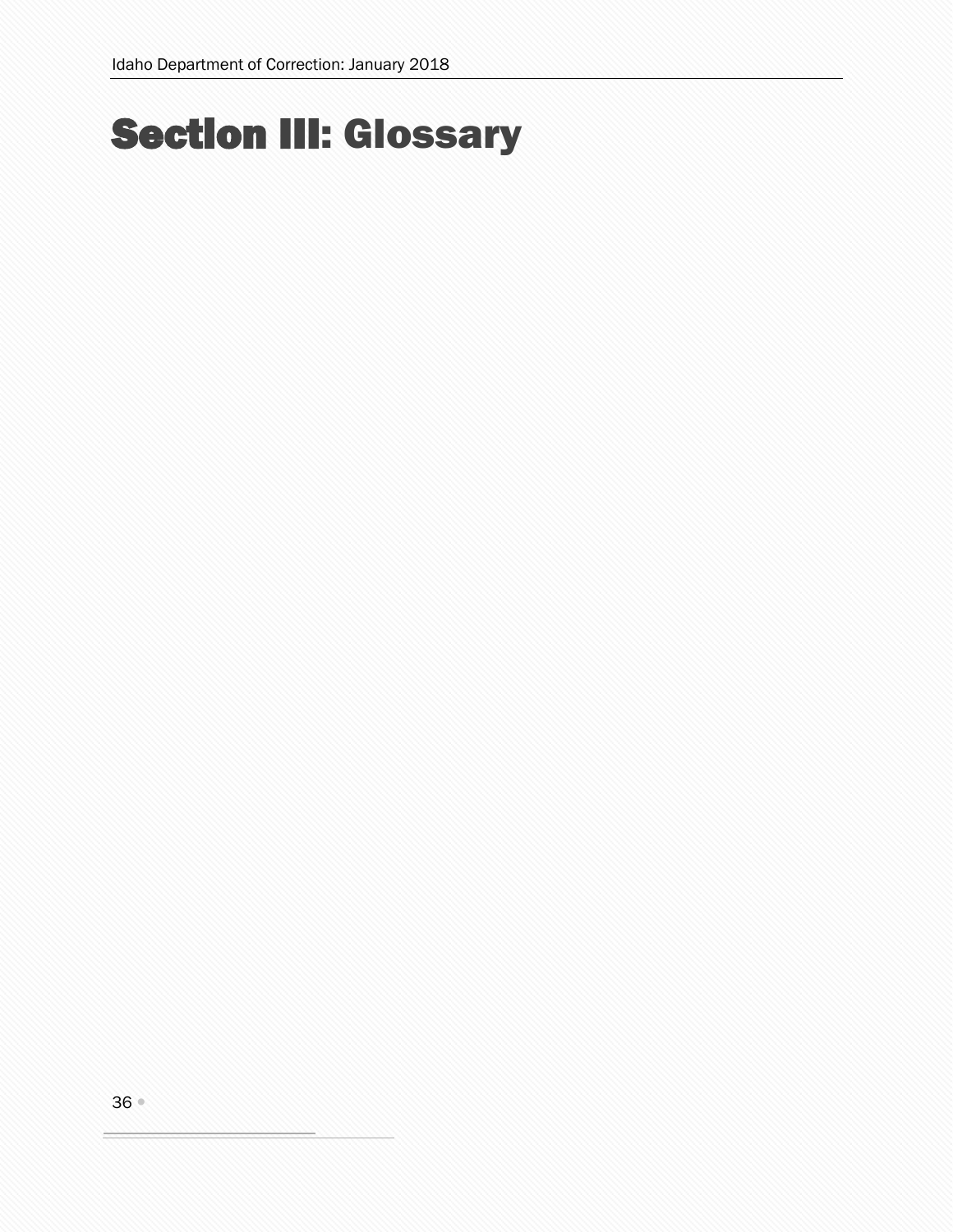# Section III: Glossary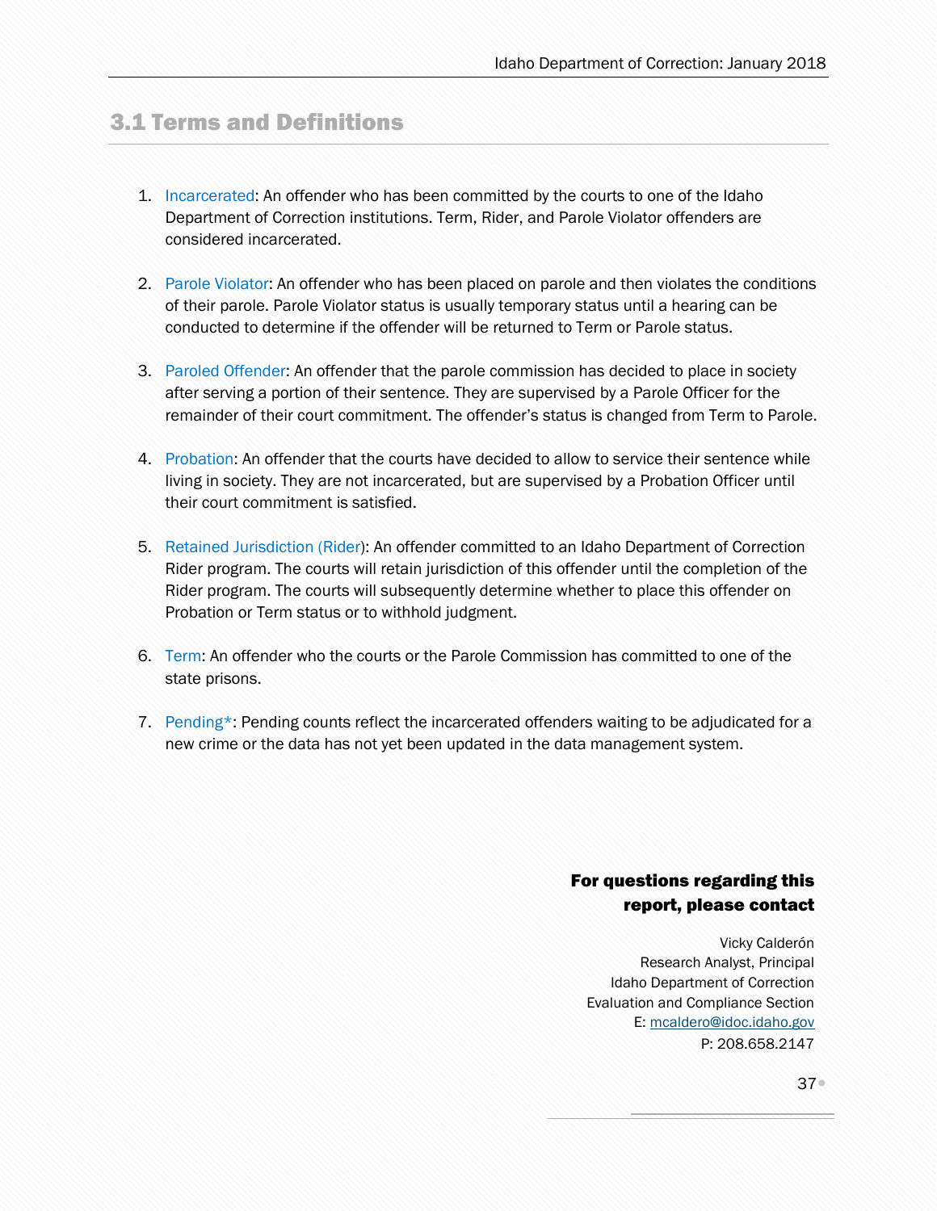## 3.1 Terms and Definitions

1. Incarcerated: An offender who has been committed by the courts to one of the Idaho Department of Correction institutions. Term, Rider, and Parole Violator offenders are considered incarcerated.

2. Parole Violator: An offender who has been placed on parole and then violates the conditions of their parole. Parole Violator status is usually temporary status until a hearing can be conducted to determine if the offender will be returned to Term or Parole status.

3. Paroled Offender: An offender that the parole commission has decided to place in society after serving a portion of their sentence. They are supervised by a Parole Officer for the remainder of their court commitment. The offender's status is changed from Term to Parole.

4. Probation: An offender that the courts have decided to allow to service their sentence while living in society. They are not incarcerated, but are supervised by a Probation Officer until their court commitment is satisfied.

5. Retained Jurisdiction (Rider): An offender committed to an Idaho Department of Correction Rider program. The courts will retain jurisdiction of this offender until the completion of the Rider program. The courts will subsequently determine whether to place this offender on Probation or Term status or to withhold judgment.

6. Term: An offender who the courts or the Parole Commission has committed to one of the state prisons.

7. Pending*: Pending counts reflect the incarcerated offenders waiting to be adjudicated for a new crime or the data has not yet been updated in the data management system.

**For questions regarding this report, please contact**

Vicky Calderón
Research Analyst, Principal
Idaho Department of Correction
Evaluation and Compliance Section
E: mcaldero@idoc.idaho.gov
P: 208.658.2147